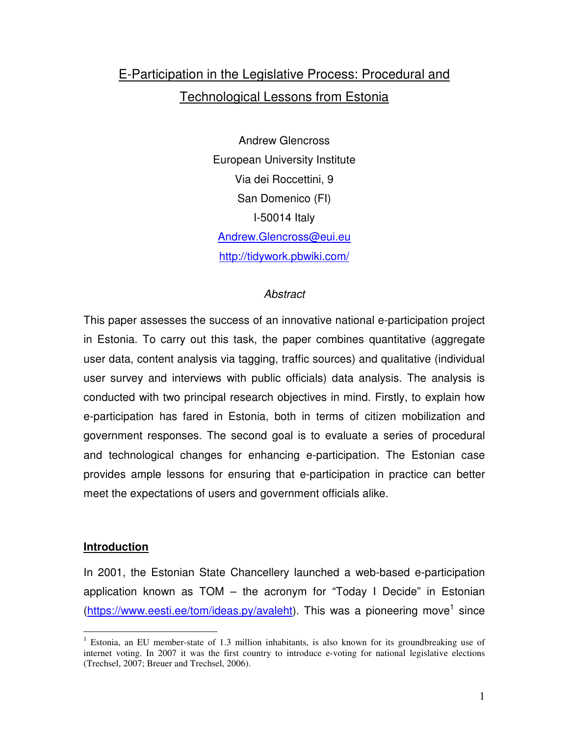# E-Participation in the Legislative Process: Procedural and Technological Lessons from Estonia

Andrew Glencross
European University Institute
Via dei Roccettini, 9
San Domenico (FI)
I-50014 Italy
Andrew.Glencross@eui.eu
http://tidywork.pbwiki.com/

*Abstract*

This paper assesses the success of an innovative national e-participation project in Estonia. To carry out this task, the paper combines quantitative (aggregate user data, content analysis via tagging, traffic sources) and qualitative (individual user survey and interviews with public officials) data analysis. The analysis is conducted with two principal research objectives in mind. Firstly, to explain how e-participation has fared in Estonia, both in terms of citizen mobilization and government responses. The second goal is to evaluate a series of procedural and technological changes for enhancing e-participation. The Estonian case provides ample lessons for ensuring that e-participation in practice can better meet the expectations of users and government officials alike.

## Introduction

In 2001, the Estonian State Chancellery launched a web-based e-participation application known as TOM – the acronym for "Today I Decide" in Estonian (https://www.eesti.ee/tom/ideas.py/avaleht). This was a pioneering move[1] since

[1] Estonia, an EU member-state of 1.3 million inhabitants, is also known for its groundbreaking use of internet voting. In 2007 it was the first country to introduce e-voting for national legislative elections (Trechsel, 2007; Breuer and Trechsel, 2006).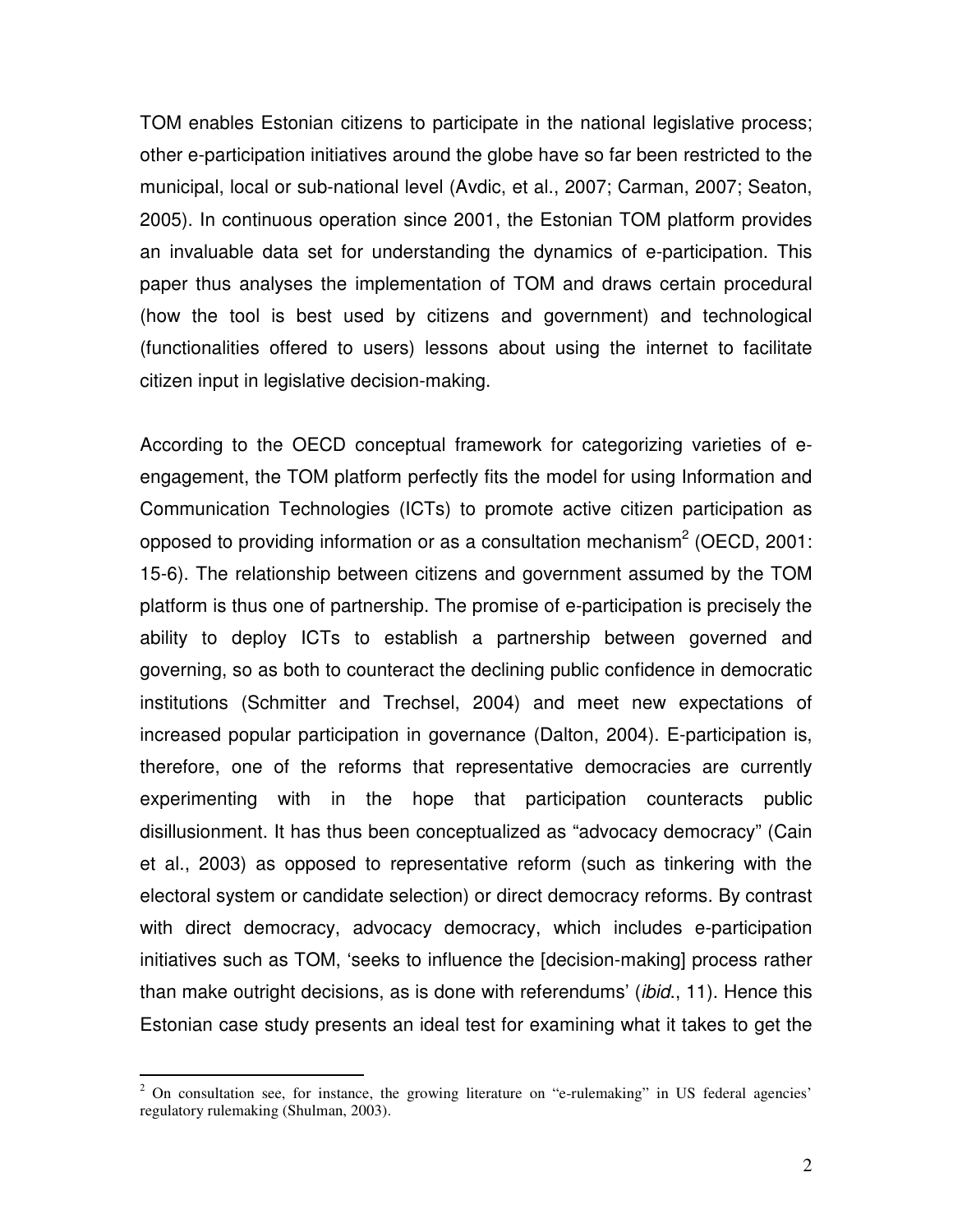TOM enables Estonian citizens to participate in the national legislative process; other e-participation initiatives around the globe have so far been restricted to the municipal, local or sub-national level (Avdic, et al., 2007; Carman, 2007; Seaton, 2005). In continuous operation since 2001, the Estonian TOM platform provides an invaluable data set for understanding the dynamics of e-participation. This paper thus analyses the implementation of TOM and draws certain procedural (how the tool is best used by citizens and government) and technological (functionalities offered to users) lessons about using the internet to facilitate citizen input in legislative decision-making.

According to the OECD conceptual framework for categorizing varieties of e-engagement, the TOM platform perfectly fits the model for using Information and Communication Technologies (ICTs) to promote active citizen participation as opposed to providing information or as a consultation mechanism[2] (OECD, 2001: 15-6). The relationship between citizens and government assumed by the TOM platform is thus one of partnership. The promise of e-participation is precisely the ability to deploy ICTs to establish a partnership between governed and governing, so as both to counteract the declining public confidence in democratic institutions (Schmitter and Trechsel, 2004) and meet new expectations of increased popular participation in governance (Dalton, 2004). E-participation is, therefore, one of the reforms that representative democracies are currently experimenting with in the hope that participation counteracts public disillusionment. It has thus been conceptualized as "advocacy democracy" (Cain et al., 2003) as opposed to representative reform (such as tinkering with the electoral system or candidate selection) or direct democracy reforms. By contrast with direct democracy, advocacy democracy, which includes e-participation initiatives such as TOM, 'seeks to influence the [decision-making] process rather than make outright decisions, as is done with referendums' (*ibid.*, 11). Hence this Estonian case study presents an ideal test for examining what it takes to get the

[2] On consultation see, for instance, the growing literature on "e-rulemaking" in US federal agencies' regulatory rulemaking (Shulman, 2003).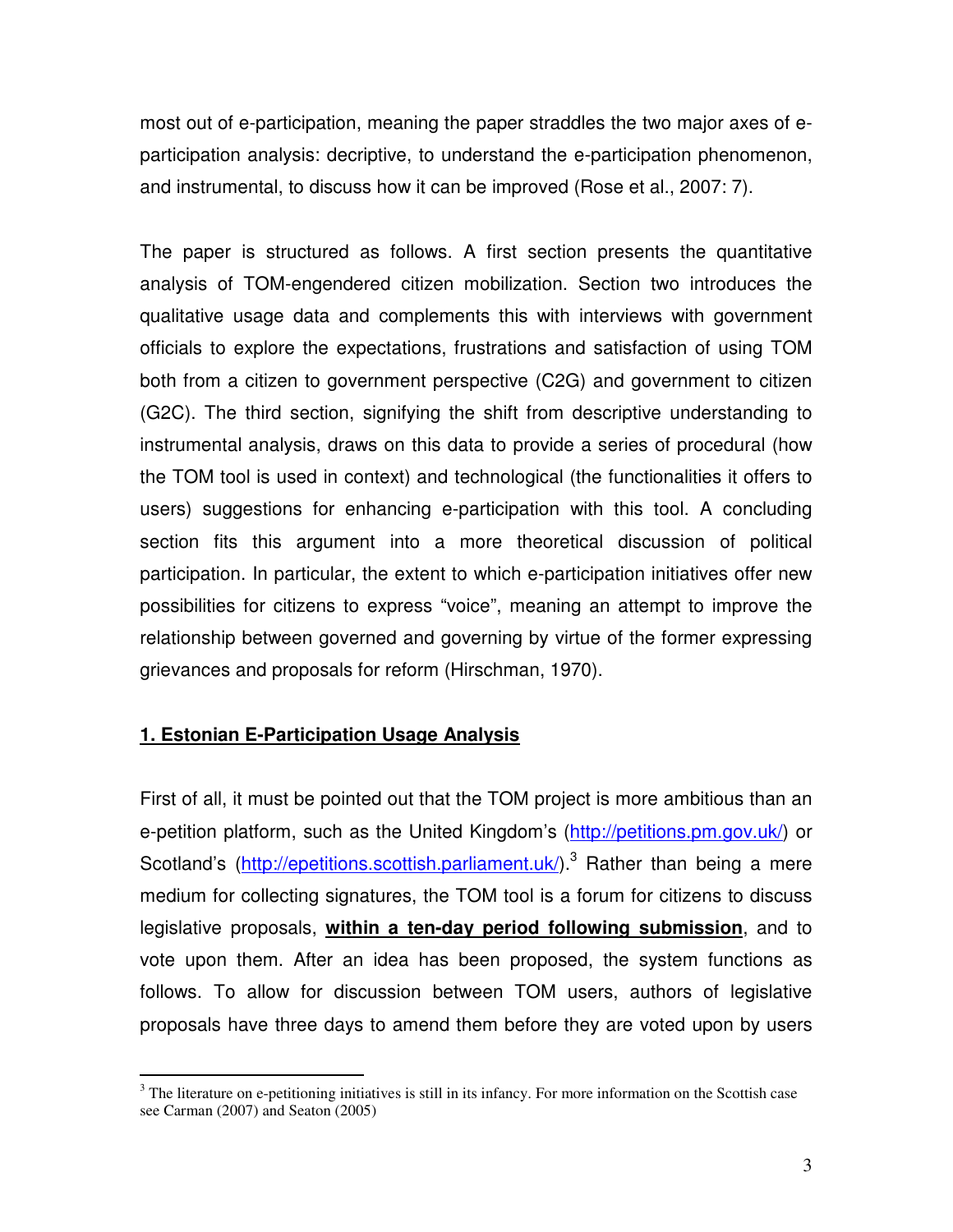most out of e-participation, meaning the paper straddles the two major axes of e-participation analysis: decriptive, to understand the e-participation phenomenon, and instrumental, to discuss how it can be improved (Rose et al., 2007: 7).

The paper is structured as follows. A first section presents the quantitative analysis of TOM-engendered citizen mobilization. Section two introduces the qualitative usage data and complements this with interviews with government officials to explore the expectations, frustrations and satisfaction of using TOM both from a citizen to government perspective (C2G) and government to citizen (G2C). The third section, signifying the shift from descriptive understanding to instrumental analysis, draws on this data to provide a series of procedural (how the TOM tool is used in context) and technological (the functionalities it offers to users) suggestions for enhancing e-participation with this tool. A concluding section fits this argument into a more theoretical discussion of political participation. In particular, the extent to which e-participation initiatives offer new possibilities for citizens to express "voice", meaning an attempt to improve the relationship between governed and governing by virtue of the former expressing grievances and proposals for reform (Hirschman, 1970).

## 1. Estonian E-Participation Usage Analysis

First of all, it must be pointed out that the TOM project is more ambitious than an e-petition platform, such as the United Kingdom's (http://petitions.pm.gov.uk/) or Scotland's (http://epetitions.scottish.parliament.uk/).[3] Rather than being a mere medium for collecting signatures, the TOM tool is a forum for citizens to discuss legislative proposals, **within a ten-day period following submission**, and to vote upon them. After an idea has been proposed, the system functions as follows. To allow for discussion between TOM users, authors of legislative proposals have three days to amend them before they are voted upon by users

[3] The literature on e-petitioning initiatives is still in its infancy. For more information on the Scottish case see Carman (2007) and Seaton (2005)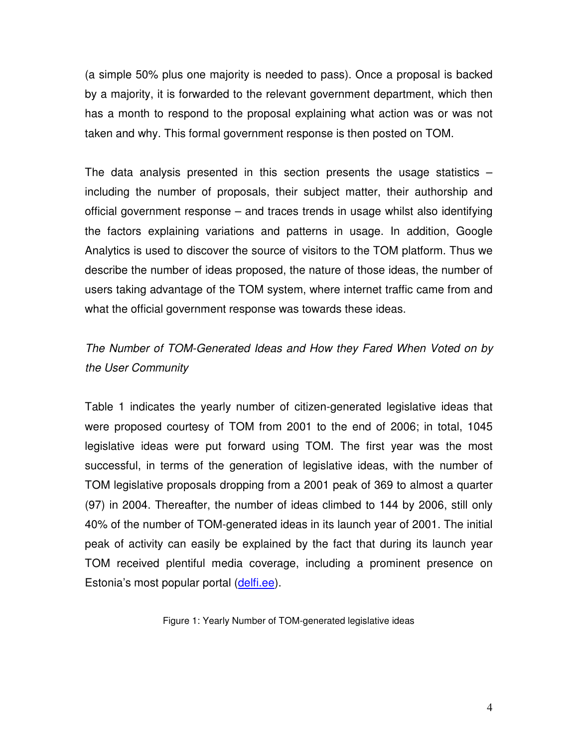(a simple 50% plus one majority is needed to pass). Once a proposal is backed by a majority, it is forwarded to the relevant government department, which then has a month to respond to the proposal explaining what action was or was not taken and why. This formal government response is then posted on TOM.

The data analysis presented in this section presents the usage statistics – including the number of proposals, their subject matter, their authorship and official government response – and traces trends in usage whilst also identifying the factors explaining variations and patterns in usage. In addition, Google Analytics is used to discover the source of visitors to the TOM platform. Thus we describe the number of ideas proposed, the nature of those ideas, the number of users taking advantage of the TOM system, where internet traffic came from and what the official government response was towards these ideas.

*The Number of TOM-Generated Ideas and How they Fared When Voted on by the User Community*

Table 1 indicates the yearly number of citizen-generated legislative ideas that were proposed courtesy of TOM from 2001 to the end of 2006; in total, 1045 legislative ideas were put forward using TOM. The first year was the most successful, in terms of the generation of legislative ideas, with the number of TOM legislative proposals dropping from a 2001 peak of 369 to almost a quarter (97) in 2004. Thereafter, the number of ideas climbed to 144 by 2006, still only 40% of the number of TOM-generated ideas in its launch year of 2001. The initial peak of activity can easily be explained by the fact that during its launch year TOM received plentiful media coverage, including a prominent presence on Estonia's most popular portal (delfi.ee).

Figure 1: Yearly Number of TOM-generated legislative ideas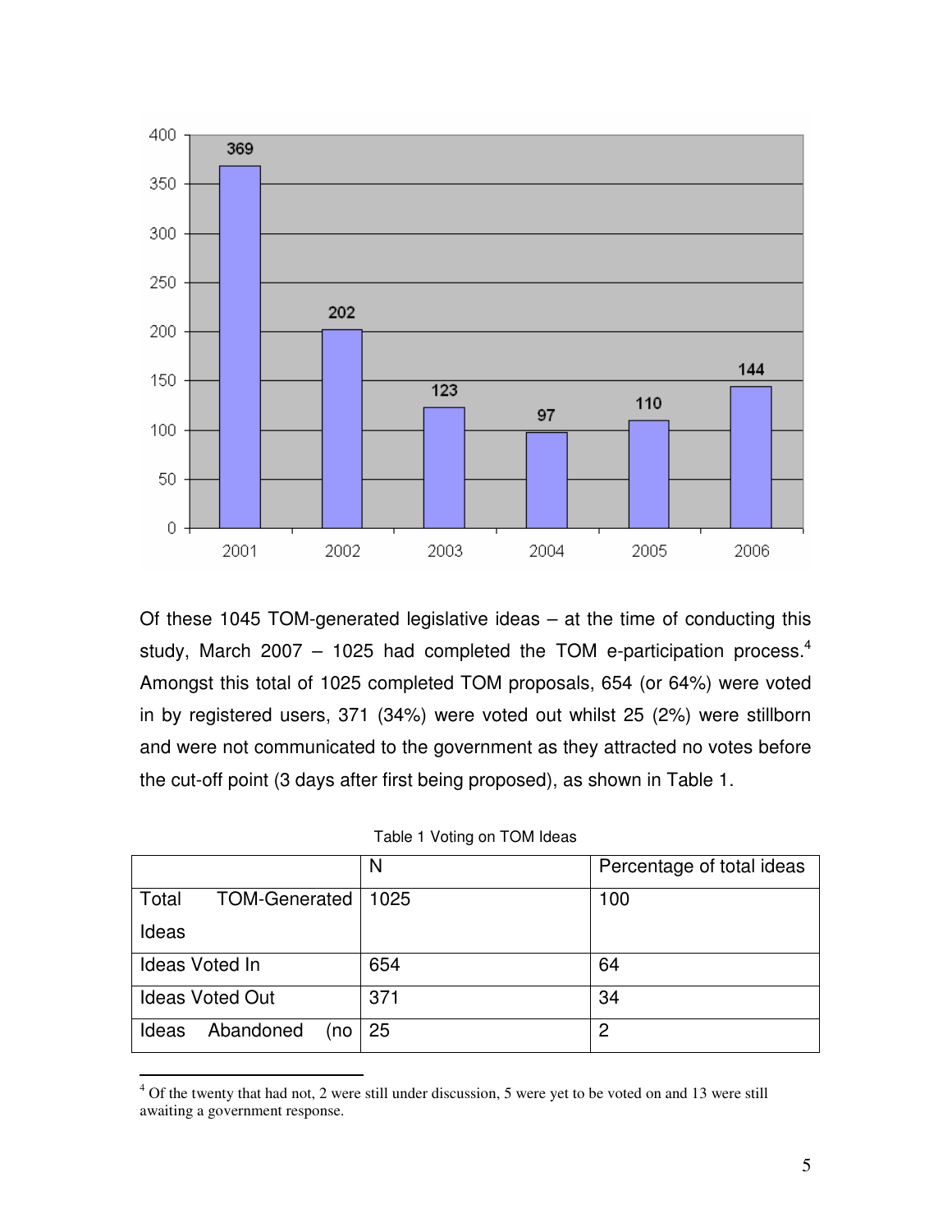| Year | Number of ideas |
|---|---|
| 2001 | 369 |
| 2002 | 202 |
| 2003 | 123 |
| 2004 | 97 |
| 2005 | 110 |
| 2006 | 144 |

Of these 1045 TOM-generated legislative ideas – at the time of conducting this study, March 2007 – 1025 had completed the TOM e-participation process.[4] Amongst this total of 1025 completed TOM proposals, 654 (or 64%) were voted in by registered users, 371 (34%) were voted out whilst 25 (2%) were stillborn and were not communicated to the government as they attracted no votes before the cut-off point (3 days after first being proposed), as shown in Table 1.

Table 1 Voting on TOM Ideas

| | N | Percentage of total ideas |
|---|---|---|
| Total TOM-Generated Ideas | 1025 | 100 |
| Ideas Voted In | 654 | 64 |
| Ideas Voted Out | 371 | 34 |
| Ideas Abandoned (no | 25 | 2 |

[4] Of the twenty that had not, 2 were still under discussion, 5 were yet to be voted on and 13 were still awaiting a government response.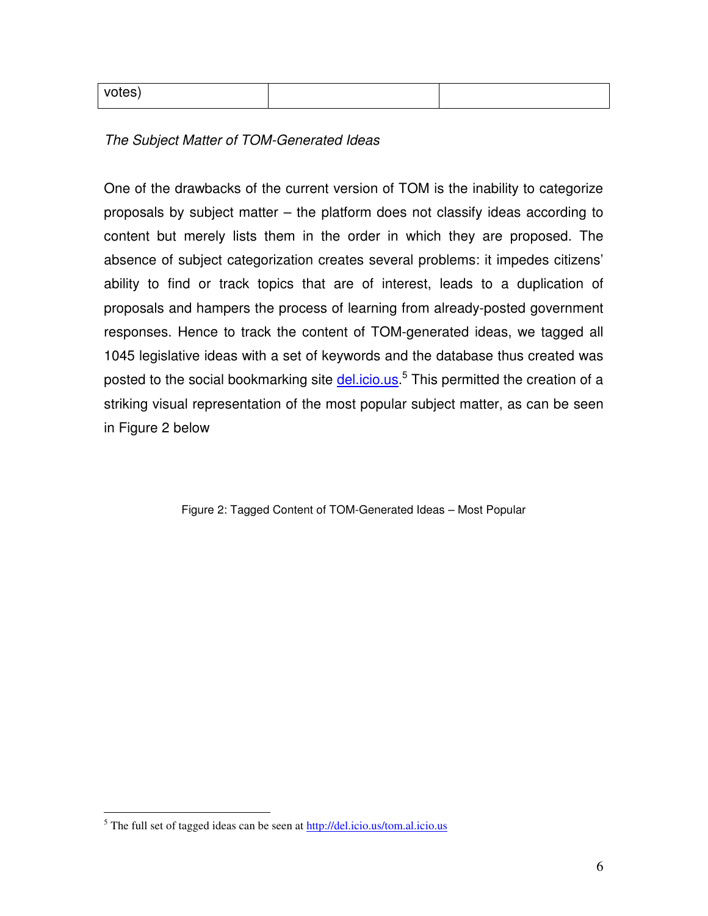| votes) | | |
|---|---|---|

*The Subject Matter of TOM-Generated Ideas*

One of the drawbacks of the current version of TOM is the inability to categorize proposals by subject matter – the platform does not classify ideas according to content but merely lists them in the order in which they are proposed. The absence of subject categorization creates several problems: it impedes citizens' ability to find or track topics that are of interest, leads to a duplication of proposals and hampers the process of learning from already-posted government responses. Hence to track the content of TOM-generated ideas, we tagged all 1045 legislative ideas with a set of keywords and the database thus created was posted to the social bookmarking site del.icio.us.[5] This permitted the creation of a striking visual representation of the most popular subject matter, as can be seen in Figure 2 below

Figure 2: Tagged Content of TOM-Generated Ideas – Most Popular

[5] The full set of tagged ideas can be seen at http://del.icio.us/tom.al.icio.us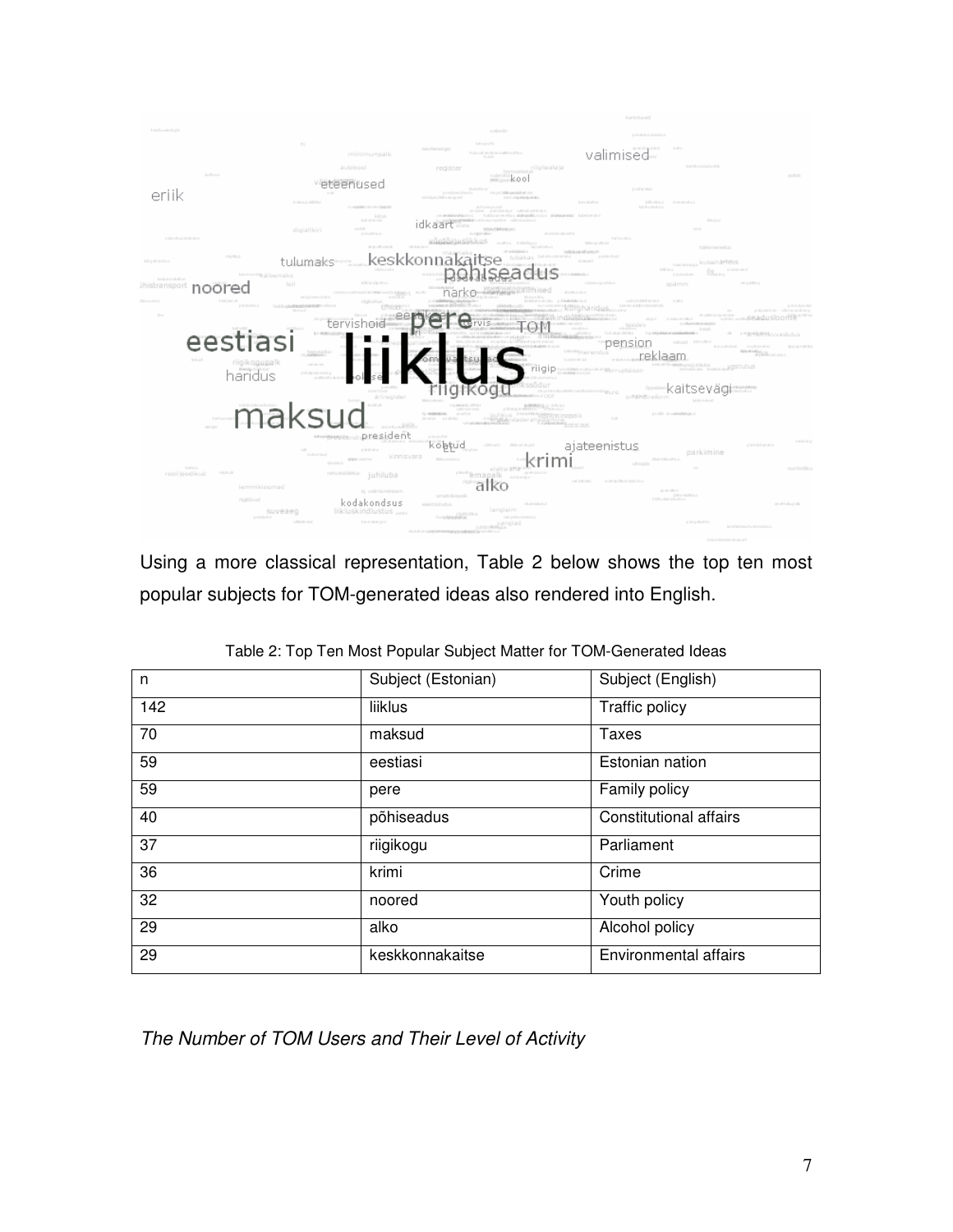Using a more classical representation, Table 2 below shows the top ten most popular subjects for TOM-generated ideas also rendered into English.

Table 2: Top Ten Most Popular Subject Matter for TOM-Generated Ideas

| n | Subject (Estonian) | Subject (English) |
|---|---|---|
| 142 | liiklus | Traffic policy |
| 70 | maksud | Taxes |
| 59 | eestiasi | Estonian nation |
| 59 | pere | Family policy |
| 40 | põhiseadus | Constitutional affairs |
| 37 | riigikogu | Parliament |
| 36 | krimi | Crime |
| 32 | noored | Youth policy |
| 29 | alko | Alcohol policy |
| 29 | keskkonnakaitse | Environmental affairs |

*The Number of TOM Users and Their Level of Activity*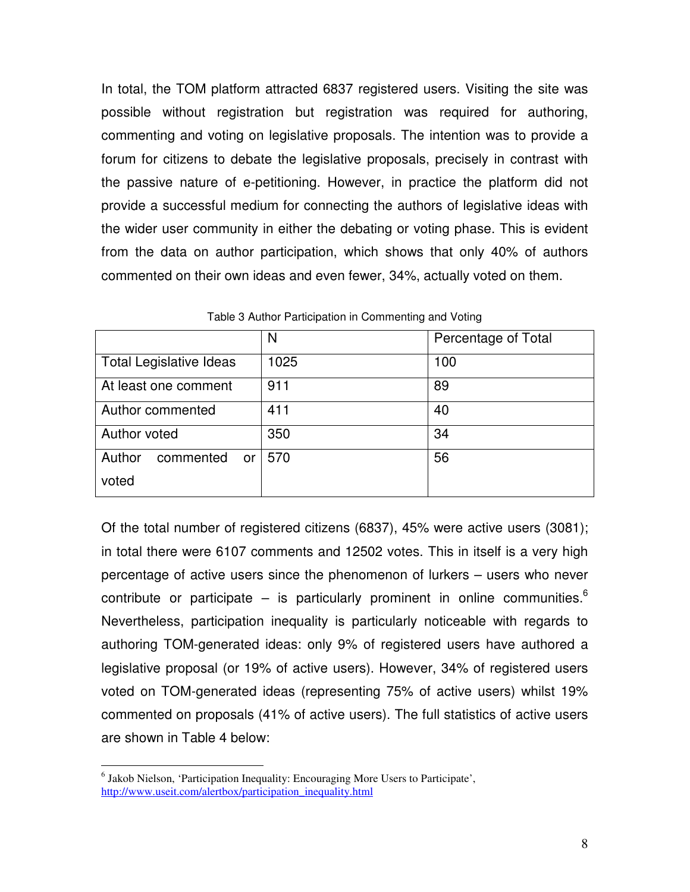In total, the TOM platform attracted 6837 registered users. Visiting the site was possible without registration but registration was required for authoring, commenting and voting on legislative proposals. The intention was to provide a forum for citizens to debate the legislative proposals, precisely in contrast with the passive nature of e-petitioning. However, in practice the platform did not provide a successful medium for connecting the authors of legislative ideas with the wider user community in either the debating or voting phase. This is evident from the data on author participation, which shows that only 40% of authors commented on their own ideas and even fewer, 34%, actually voted on them.

Table 3 Author Participation in Commenting and Voting

| | N | Percentage of Total |
|---|---|---|
| Total Legislative Ideas | 1025 | 100 |
| At least one comment | 911 | 89 |
| Author commented | 411 | 40 |
| Author voted | 350 | 34 |
| Author commented or voted | 570 | 56 |

Of the total number of registered citizens (6837), 45% were active users (3081); in total there were 6107 comments and 12502 votes. This in itself is a very high percentage of active users since the phenomenon of lurkers – users who never contribute or participate – is particularly prominent in online communities.[6] Nevertheless, participation inequality is particularly noticeable with regards to authoring TOM-generated ideas: only 9% of registered users have authored a legislative proposal (or 19% of active users). However, 34% of registered users voted on TOM-generated ideas (representing 75% of active users) whilst 19% commented on proposals (41% of active users). The full statistics of active users are shown in Table 4 below:

[6] Jakob Nielson, 'Participation Inequality: Encouraging More Users to Participate', http://www.useit.com/alertbox/participation_inequality.html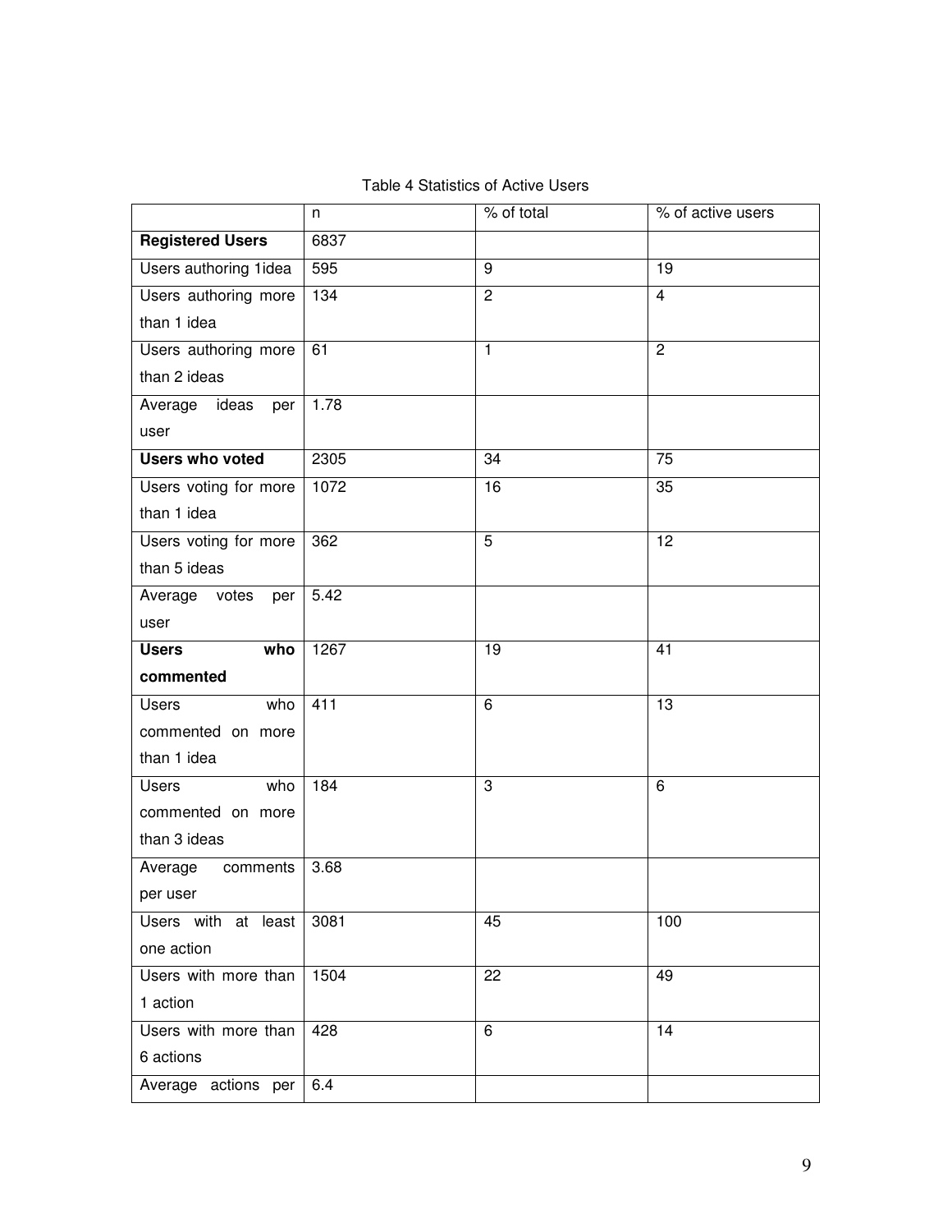Table 4 Statistics of Active Users

| | n | % of total | % of active users |
|---|---|---|---|
| **Registered Users** | 6837 | | |
| Users authoring 1idea | 595 | 9 | 19 |
| Users authoring more than 1 idea | 134 | 2 | 4 |
| Users authoring more than 2 ideas | 61 | 1 | 2 |
| Average ideas per user | 1.78 | | |
| **Users who voted** | 2305 | 34 | 75 |
| Users voting for more than 1 idea | 1072 | 16 | 35 |
| Users voting for more than 5 ideas | 362 | 5 | 12 |
| Average votes per user | 5.42 | | |
| **Users who commented** | 1267 | 19 | 41 |
| Users who commented on more than 1 idea | 411 | 6 | 13 |
| Users who commented on more than 3 ideas | 184 | 3 | 6 |
| Average comments per user | 3.68 | | |
| Users with at least one action | 3081 | 45 | 100 |
| Users with more than 1 action | 1504 | 22 | 49 |
| Users with more than 6 actions | 428 | 6 | 14 |
| Average actions per | 6.4 | | |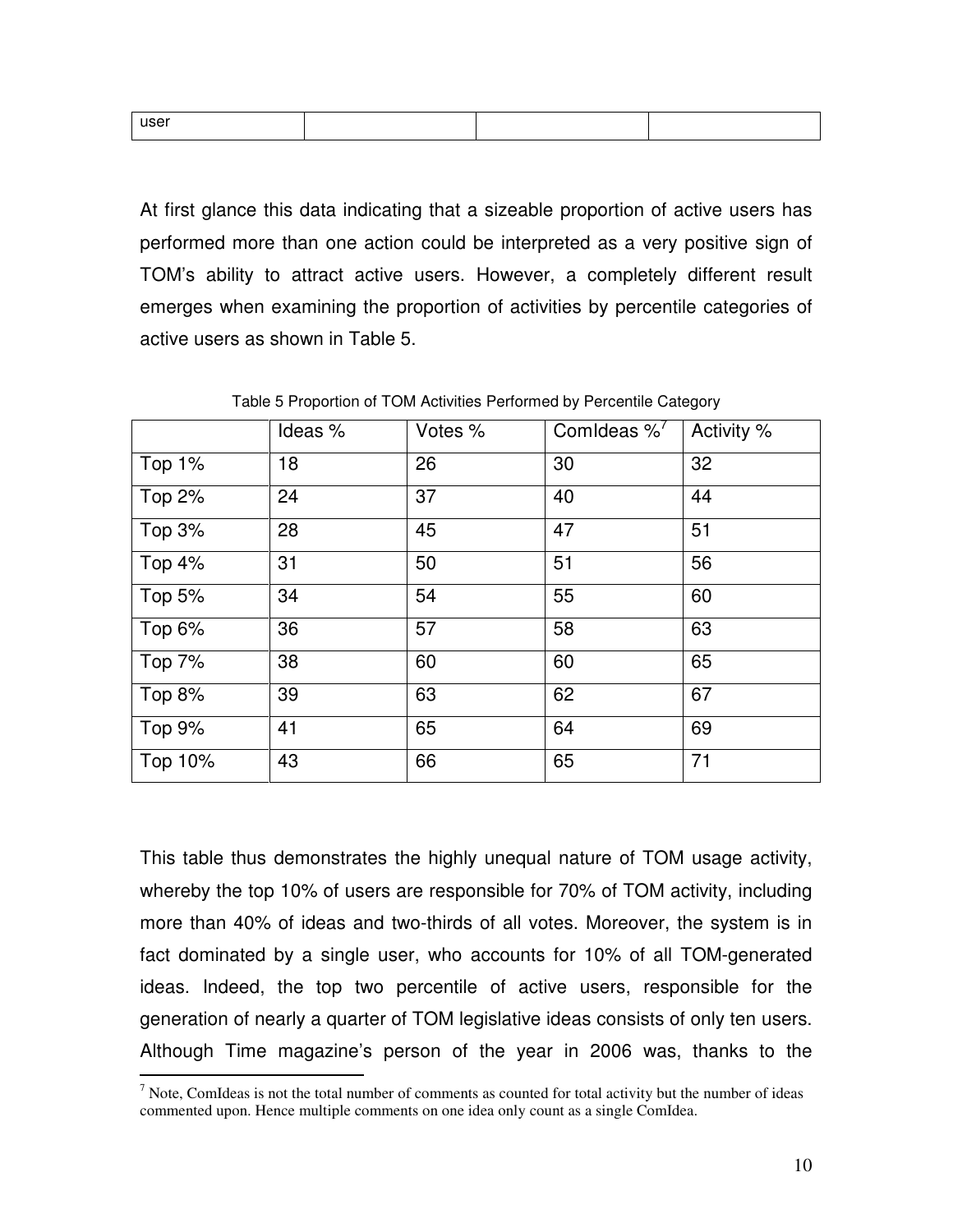| user | | | |
|---|---|---|---|

At first glance this data indicating that a sizeable proportion of active users has performed more than one action could be interpreted as a very positive sign of TOM's ability to attract active users. However, a completely different result emerges when examining the proportion of activities by percentile categories of active users as shown in Table 5.

Table 5 Proportion of TOM Activities Performed by Percentile Category

| | Ideas % | Votes % | ComIdeas %[7] | Activity % |
|---|---|---|---|---|
| Top 1% | 18 | 26 | 30 | 32 |
| Top 2% | 24 | 37 | 40 | 44 |
| Top 3% | 28 | 45 | 47 | 51 |
| Top 4% | 31 | 50 | 51 | 56 |
| Top 5% | 34 | 54 | 55 | 60 |
| Top 6% | 36 | 57 | 58 | 63 |
| Top 7% | 38 | 60 | 60 | 65 |
| Top 8% | 39 | 63 | 62 | 67 |
| Top 9% | 41 | 65 | 64 | 69 |
| Top 10% | 43 | 66 | 65 | 71 |

This table thus demonstrates the highly unequal nature of TOM usage activity, whereby the top 10% of users are responsible for 70% of TOM activity, including more than 40% of ideas and two-thirds of all votes. Moreover, the system is in fact dominated by a single user, who accounts for 10% of all TOM-generated ideas. Indeed, the top two percentile of active users, responsible for the generation of nearly a quarter of TOM legislative ideas consists of only ten users. Although Time magazine's person of the year in 2006 was, thanks to the

[7] Note, ComIdeas is not the total number of comments as counted for total activity but the number of ideas commented upon. Hence multiple comments on one idea only count as a single ComIdea.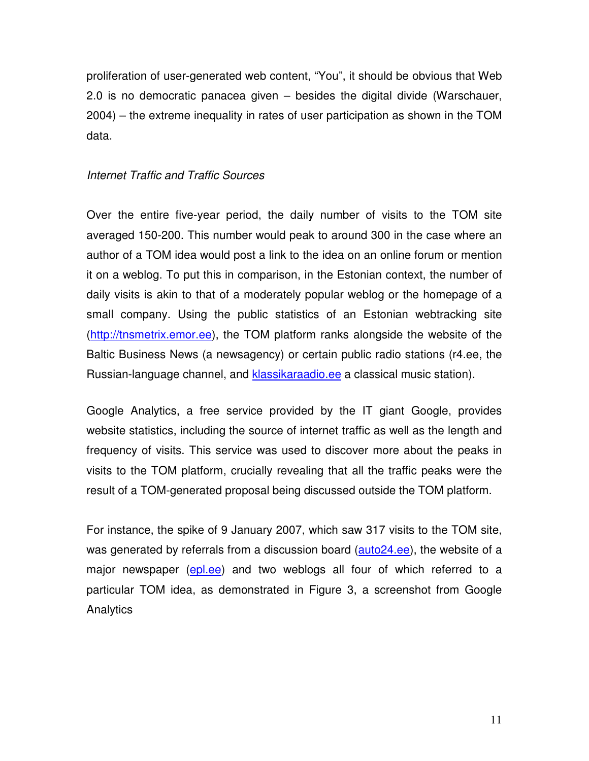proliferation of user-generated web content, “You”, it should be obvious that Web 2.0 is no democratic panacea given – besides the digital divide (Warschauer, 2004) – the extreme inequality in rates of user participation as shown in the TOM data.

*Internet Traffic and Traffic Sources*

Over the entire five-year period, the daily number of visits to the TOM site averaged 150-200. This number would peak to around 300 in the case where an author of a TOM idea would post a link to the idea on an online forum or mention it on a weblog. To put this in comparison, in the Estonian context, the number of daily visits is akin to that of a moderately popular weblog or the homepage of a small company. Using the public statistics of an Estonian webtracking site (http://tnsmetrix.emor.ee), the TOM platform ranks alongside the website of the Baltic Business News (a newsagency) or certain public radio stations (r4.ee, the Russian-language channel, and klassikaraadio.ee a classical music station).

Google Analytics, a free service provided by the IT giant Google, provides website statistics, including the source of internet traffic as well as the length and frequency of visits. This service was used to discover more about the peaks in visits to the TOM platform, crucially revealing that all the traffic peaks were the result of a TOM-generated proposal being discussed outside the TOM platform.

For instance, the spike of 9 January 2007, which saw 317 visits to the TOM site, was generated by referrals from a discussion board (auto24.ee), the website of a major newspaper (epl.ee) and two weblogs all four of which referred to a particular TOM idea, as demonstrated in Figure 3, a screenshot from Google Analytics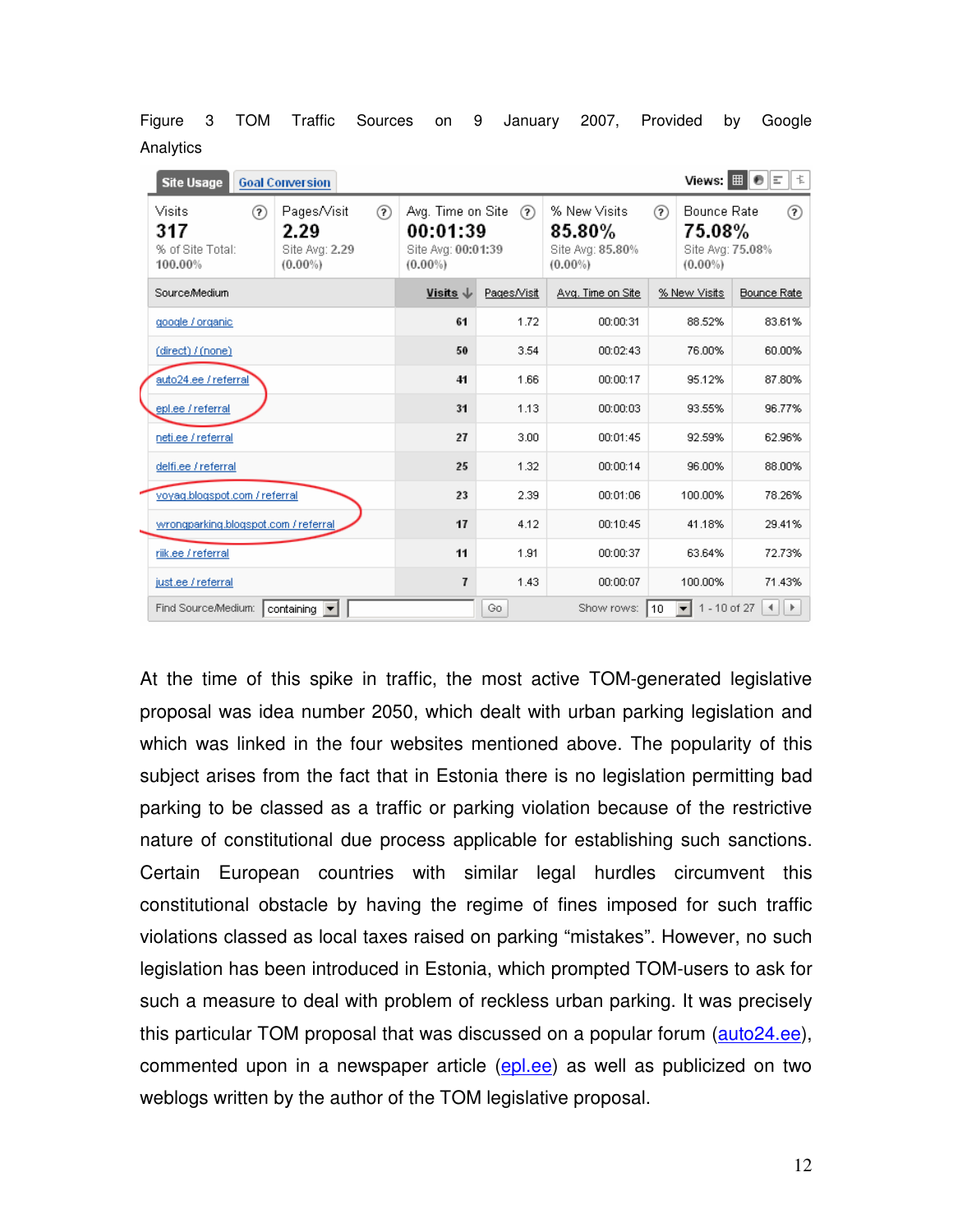Figure 3 TOM Traffic Sources on 9 January 2007, Provided by Google Analytics

Site Usage | Goal Conversion | Views:

| Visits | Pages/Visit | Avg. Time on Site | % New Visits | Bounce Rate |
|---|---|---|---|---|
| 317 | 2.29 | 00:01:39 | 85.80% | 75.08% |
| % of Site Total: 100.00% | Site Avg: 2.29 (0.00%) | Site Avg: 00:01:39 (0.00%) | Site Avg: 85.80% (0.00%) | Site Avg: 75.08% (0.00%) |

| Source/Medium | Visits | Pages/Visit | Avg. Time on Site | % New Visits | Bounce Rate |
|---|---|---|---|---|---|
| google / organic | 61 | 1.72 | 00:00:31 | 88.52% | 83.61% |
| (direct) / (none) | 50 | 3.54 | 00:02:43 | 76.00% | 60.00% |
| auto24.ee / referral | 41 | 1.66 | 00:00:17 | 95.12% | 87.80% |
| epl.ee / referral | 31 | 1.13 | 00:00:03 | 93.55% | 96.77% |
| neti.ee / referral | 27 | 3.00 | 00:01:45 | 92.59% | 62.96% |
| delfi.ee / referral | 25 | 1.32 | 00:00:14 | 96.00% | 88.00% |
| voyag.blogspot.com / referral | 23 | 2.39 | 00:01:06 | 100.00% | 78.26% |
| wrongparking.blogspot.com / referral | 17 | 4.12 | 00:10:45 | 41.18% | 29.41% |
| riik.ee / referral | 11 | 1.91 | 00:00:37 | 63.64% | 72.73% |
| just.ee / referral | 7 | 1.43 | 00:00:07 | 100.00% | 71.43% |

Find Source/Medium: containing | Go | Show rows: 10 | 1 - 10 of 27

At the time of this spike in traffic, the most active TOM-generated legislative proposal was idea number 2050, which dealt with urban parking legislation and which was linked in the four websites mentioned above. The popularity of this subject arises from the fact that in Estonia there is no legislation permitting bad parking to be classed as a traffic or parking violation because of the restrictive nature of constitutional due process applicable for establishing such sanctions. Certain European countries with similar legal hurdles circumvent this constitutional obstacle by having the regime of fines imposed for such traffic violations classed as local taxes raised on parking "mistakes". However, no such legislation has been introduced in Estonia, which prompted TOM-users to ask for such a measure to deal with problem of reckless urban parking. It was precisely this particular TOM proposal that was discussed on a popular forum (auto24.ee), commented upon in a newspaper article (epl.ee) as well as publicized on two weblogs written by the author of the TOM legislative proposal.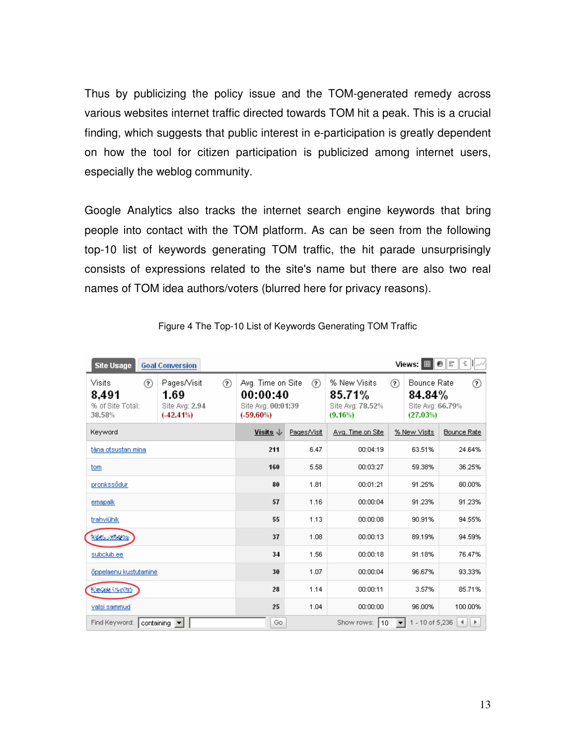Thus by publicizing the policy issue and the TOM-generated remedy across various websites internet traffic directed towards TOM hit a peak. This is a crucial finding, which suggests that public interest in e-participation is greatly dependent on how the tool for citizen participation is publicized among internet users, especially the weblog community.

Google Analytics also tracks the internet search engine keywords that bring people into contact with the TOM platform. As can be seen from the following top-10 list of keywords generating TOM traffic, the hit parade unsurprisingly consists of expressions related to the site's name but there are also two real names of TOM idea authors/voters (blurred here for privacy reasons).

Figure 4 The Top-10 List of Keywords Generating TOM Traffic

| Visits | Pages/Visit | Avg. Time on Site | % New Visits | Bounce Rate |
|---|---|---|---|---|
| 8,491 | 1.69 | 00:00:40 | 85.71% | 84.84% |
| % of Site Total: 38.58% | Site Avg: 2.94 (-42.41%) | Site Avg: 00:01:39 (-59.60%) | Site Avg: 78.52% (9.16%) | Site Avg: 66.79% (27.03%) |

| Keyword | Visits | Pages/Visit | Avg. Time on Site | % New Visits | Bounce Rate |
|---|---|---|---|---|---|
| täna otsustan mina | 211 | 6.47 | 00:04:19 | 63.51% | 24.64% |
| tom | 160 | 5.58 | 00:03:27 | 59.38% | 36.25% |
| pronkssõdur | 80 | 1.81 | 00:01:21 | 91.25% | 80.00% |
| emapalk | 57 | 1.16 | 00:00:04 | 91.23% | 91.23% |
| trahviühik | 55 | 1.13 | 00:00:08 | 90.91% | 94.55% |
| [blurred] | 37 | 1.08 | 00:00:13 | 89.19% | 94.59% |
| subclub.ee | 34 | 1.56 | 00:00:18 | 91.18% | 76.47% |
| õppelaenu kustutamine | 30 | 1.07 | 00:00:04 | 96.67% | 93.33% |
| [blurred] | 28 | 1.14 | 00:00:11 | 3.57% | 85.71% |
| valsi sammud | 25 | 1.04 | 00:00:00 | 96.00% | 100.00% |

Show rows: 10 — 1 - 10 of 5,236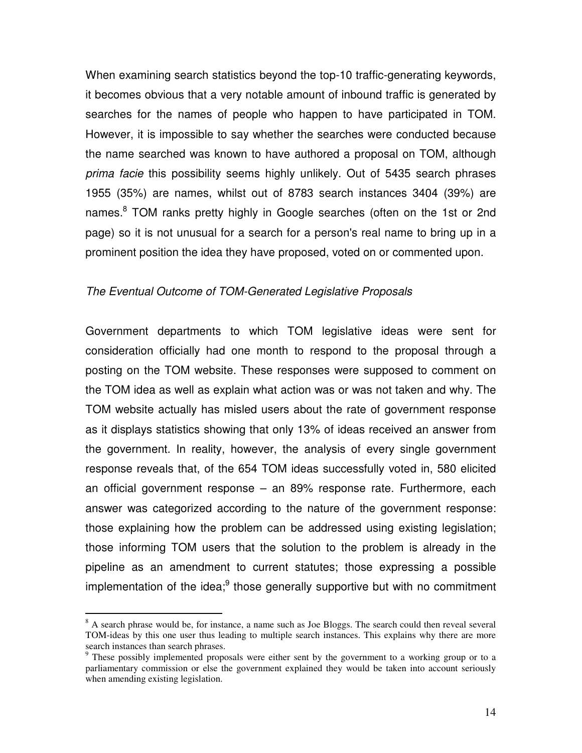When examining search statistics beyond the top-10 traffic-generating keywords, it becomes obvious that a very notable amount of inbound traffic is generated by searches for the names of people who happen to have participated in TOM. However, it is impossible to say whether the searches were conducted because the name searched was known to have authored a proposal on TOM, although *prima facie* this possibility seems highly unlikely. Out of 5435 search phrases 1955 (35%) are names, whilst out of 8783 search instances 3404 (39%) are names.[8] TOM ranks pretty highly in Google searches (often on the 1st or 2nd page) so it is not unusual for a search for a person's real name to bring up in a prominent position the idea they have proposed, voted on or commented upon.

*The Eventual Outcome of TOM-Generated Legislative Proposals*

Government departments to which TOM legislative ideas were sent for consideration officially had one month to respond to the proposal through a posting on the TOM website. These responses were supposed to comment on the TOM idea as well as explain what action was or was not taken and why. The TOM website actually has misled users about the rate of government response as it displays statistics showing that only 13% of ideas received an answer from the government. In reality, however, the analysis of every single government response reveals that, of the 654 TOM ideas successfully voted in, 580 elicited an official government response – an 89% response rate. Furthermore, each answer was categorized according to the nature of the government response: those explaining how the problem can be addressed using existing legislation; those informing TOM users that the solution to the problem is already in the pipeline as an amendment to current statutes; those expressing a possible implementation of the idea;[9] those generally supportive but with no commitment

---

[8] A search phrase would be, for instance, a name such as Joe Bloggs. The search could then reveal several TOM-ideas by this one user thus leading to multiple search instances. This explains why there are more search instances than search phrases.

[9] These possibly implemented proposals were either sent by the government to a working group or to a parliamentary commission or else the government explained they would be taken into account seriously when amending existing legislation.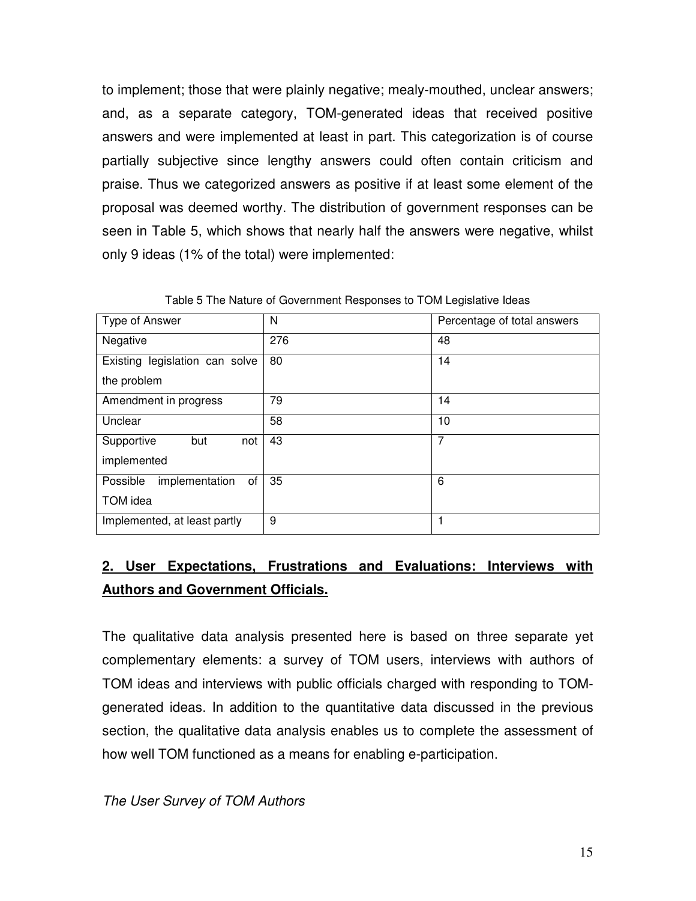to implement; those that were plainly negative; mealy-mouthed, unclear answers; and, as a separate category, TOM-generated ideas that received positive answers and were implemented at least in part. This categorization is of course partially subjective since lengthy answers could often contain criticism and praise. Thus we categorized answers as positive if at least some element of the proposal was deemed worthy. The distribution of government responses can be seen in Table 5, which shows that nearly half the answers were negative, whilst only 9 ideas (1% of the total) were implemented:

Table 5 The Nature of Government Responses to TOM Legislative Ideas

| Type of Answer | N | Percentage of total answers |
| --- | --- | --- |
| Negative | 276 | 48 |
| Existing legislation can solve the problem | 80 | 14 |
| Amendment in progress | 79 | 14 |
| Unclear | 58 | 10 |
| Supportive but not implemented | 43 | 7 |
| Possible implementation of TOM idea | 35 | 6 |
| Implemented, at least partly | 9 | 1 |

## 2. User Expectations, Frustrations and Evaluations: Interviews with Authors and Government Officials.

The qualitative data analysis presented here is based on three separate yet complementary elements: a survey of TOM users, interviews with authors of TOM ideas and interviews with public officials charged with responding to TOM-generated ideas. In addition to the quantitative data discussed in the previous section, the qualitative data analysis enables us to complete the assessment of how well TOM functioned as a means for enabling e-participation.

*The User Survey of TOM Authors*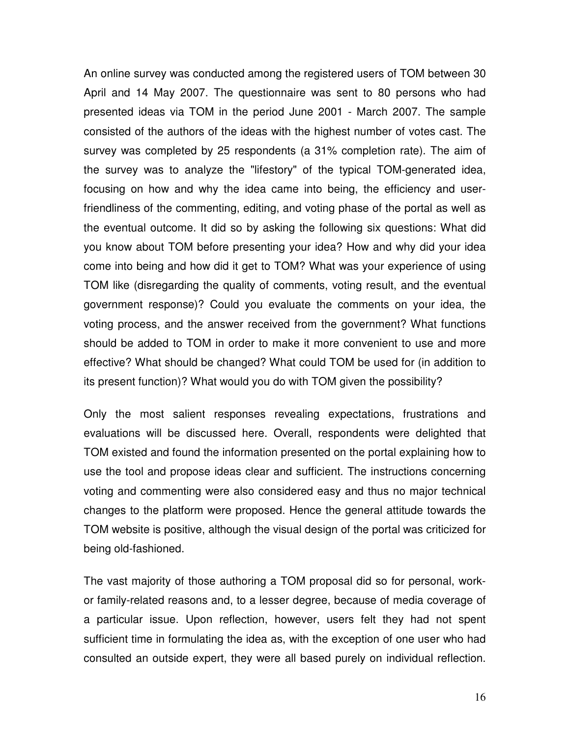An online survey was conducted among the registered users of TOM between 30 April and 14 May 2007. The questionnaire was sent to 80 persons who had presented ideas via TOM in the period June 2001 - March 2007. The sample consisted of the authors of the ideas with the highest number of votes cast. The survey was completed by 25 respondents (a 31% completion rate). The aim of the survey was to analyze the "lifestory" of the typical TOM-generated idea, focusing on how and why the idea came into being, the efficiency and user-friendliness of the commenting, editing, and voting phase of the portal as well as the eventual outcome. It did so by asking the following six questions: What did you know about TOM before presenting your idea? How and why did your idea come into being and how did it get to TOM? What was your experience of using TOM like (disregarding the quality of comments, voting result, and the eventual government response)? Could you evaluate the comments on your idea, the voting process, and the answer received from the government? What functions should be added to TOM in order to make it more convenient to use and more effective? What should be changed? What could TOM be used for (in addition to its present function)? What would you do with TOM given the possibility?

Only the most salient responses revealing expectations, frustrations and evaluations will be discussed here. Overall, respondents were delighted that TOM existed and found the information presented on the portal explaining how to use the tool and propose ideas clear and sufficient. The instructions concerning voting and commenting were also considered easy and thus no major technical changes to the platform were proposed. Hence the general attitude towards the TOM website is positive, although the visual design of the portal was criticized for being old-fashioned.

The vast majority of those authoring a TOM proposal did so for personal, work- or family-related reasons and, to a lesser degree, because of media coverage of a particular issue. Upon reflection, however, users felt they had not spent sufficient time in formulating the idea as, with the exception of one user who had consulted an outside expert, they were all based purely on individual reflection.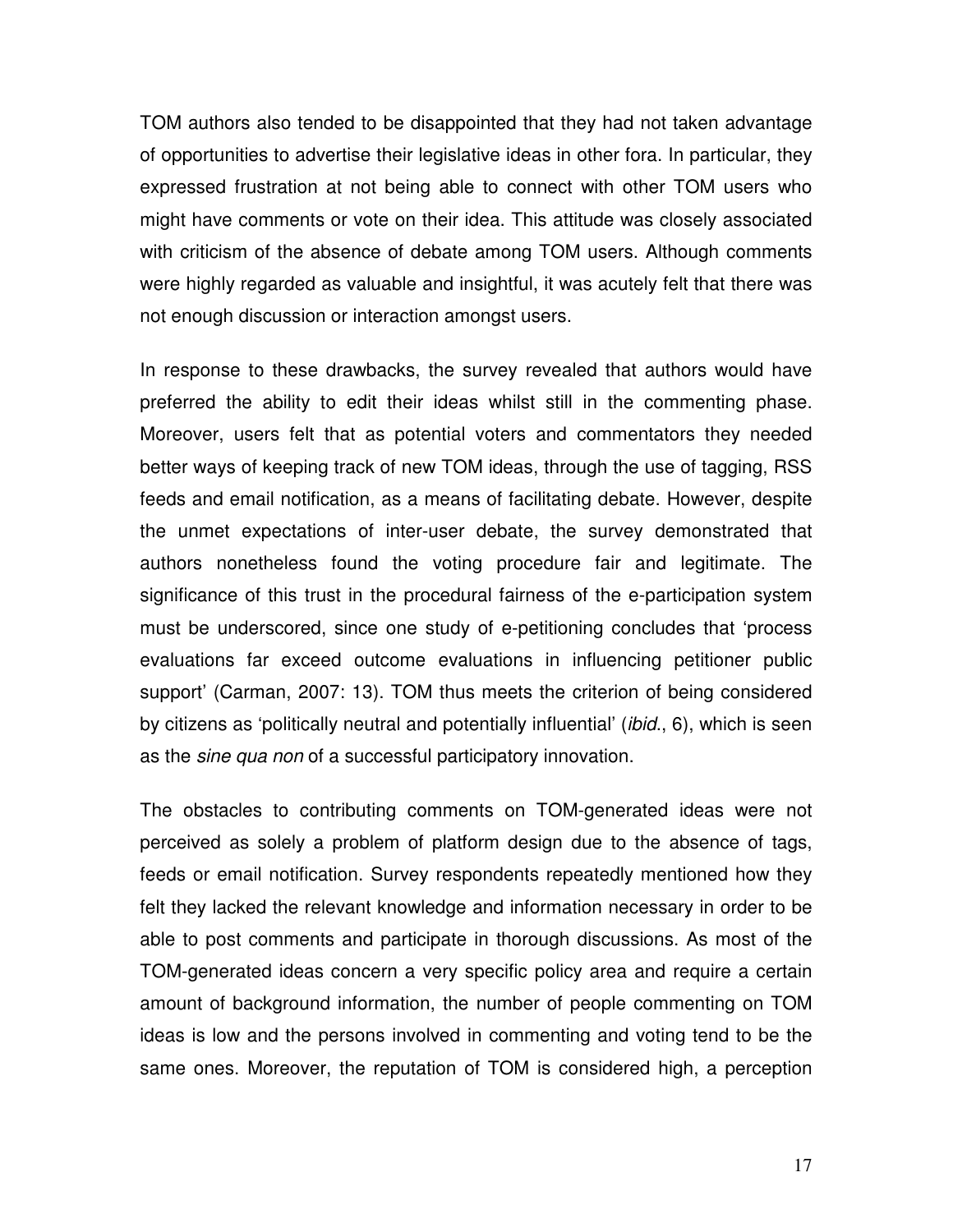TOM authors also tended to be disappointed that they had not taken advantage of opportunities to advertise their legislative ideas in other fora. In particular, they expressed frustration at not being able to connect with other TOM users who might have comments or vote on their idea. This attitude was closely associated with criticism of the absence of debate among TOM users. Although comments were highly regarded as valuable and insightful, it was acutely felt that there was not enough discussion or interaction amongst users.

In response to these drawbacks, the survey revealed that authors would have preferred the ability to edit their ideas whilst still in the commenting phase. Moreover, users felt that as potential voters and commentators they needed better ways of keeping track of new TOM ideas, through the use of tagging, RSS feeds and email notification, as a means of facilitating debate. However, despite the unmet expectations of inter-user debate, the survey demonstrated that authors nonetheless found the voting procedure fair and legitimate. The significance of this trust in the procedural fairness of the e-participation system must be underscored, since one study of e-petitioning concludes that 'process evaluations far exceed outcome evaluations in influencing petitioner public support' (Carman, 2007: 13). TOM thus meets the criterion of being considered by citizens as 'politically neutral and potentially influential' (*ibid.*, 6), which is seen as the *sine qua non* of a successful participatory innovation.

The obstacles to contributing comments on TOM-generated ideas were not perceived as solely a problem of platform design due to the absence of tags, feeds or email notification. Survey respondents repeatedly mentioned how they felt they lacked the relevant knowledge and information necessary in order to be able to post comments and participate in thorough discussions. As most of the TOM-generated ideas concern a very specific policy area and require a certain amount of background information, the number of people commenting on TOM ideas is low and the persons involved in commenting and voting tend to be the same ones. Moreover, the reputation of TOM is considered high, a perception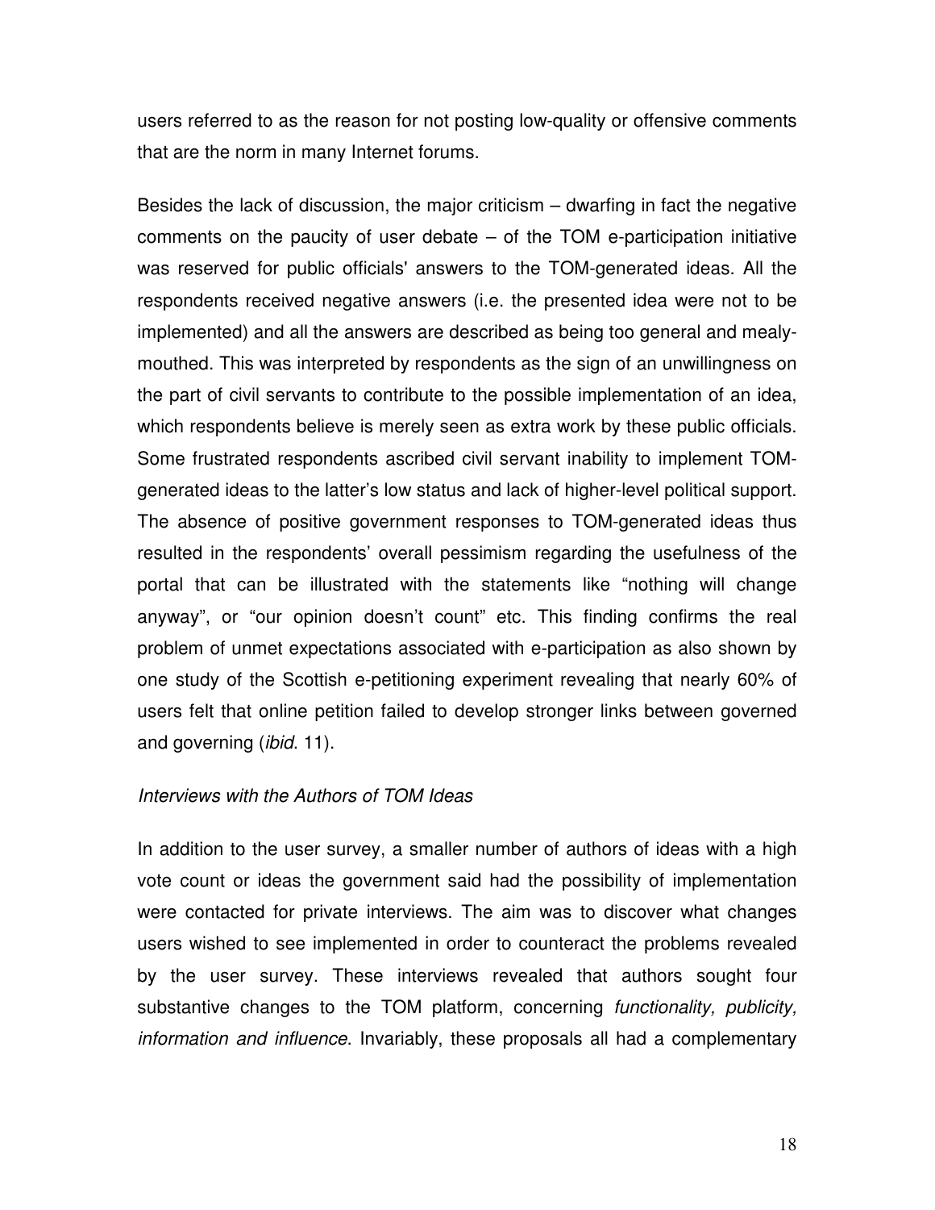users referred to as the reason for not posting low-quality or offensive comments that are the norm in many Internet forums.

Besides the lack of discussion, the major criticism – dwarfing in fact the negative comments on the paucity of user debate – of the TOM e-participation initiative was reserved for public officials' answers to the TOM-generated ideas. All the respondents received negative answers (i.e. the presented idea were not to be implemented) and all the answers are described as being too general and mealy-mouthed. This was interpreted by respondents as the sign of an unwillingness on the part of civil servants to contribute to the possible implementation of an idea, which respondents believe is merely seen as extra work by these public officials. Some frustrated respondents ascribed civil servant inability to implement TOM-generated ideas to the latter's low status and lack of higher-level political support. The absence of positive government responses to TOM-generated ideas thus resulted in the respondents' overall pessimism regarding the usefulness of the portal that can be illustrated with the statements like "nothing will change anyway", or "our opinion doesn't count" etc. This finding confirms the real problem of unmet expectations associated with e-participation as also shown by one study of the Scottish e-petitioning experiment revealing that nearly 60% of users felt that online petition failed to develop stronger links between governed and governing (*ibid*. 11).

*Interviews with the Authors of TOM Ideas*

In addition to the user survey, a smaller number of authors of ideas with a high vote count or ideas the government said had the possibility of implementation were contacted for private interviews. The aim was to discover what changes users wished to see implemented in order to counteract the problems revealed by the user survey. These interviews revealed that authors sought four substantive changes to the TOM platform, concerning *functionality, publicity, information and influence*. Invariably, these proposals all had a complementary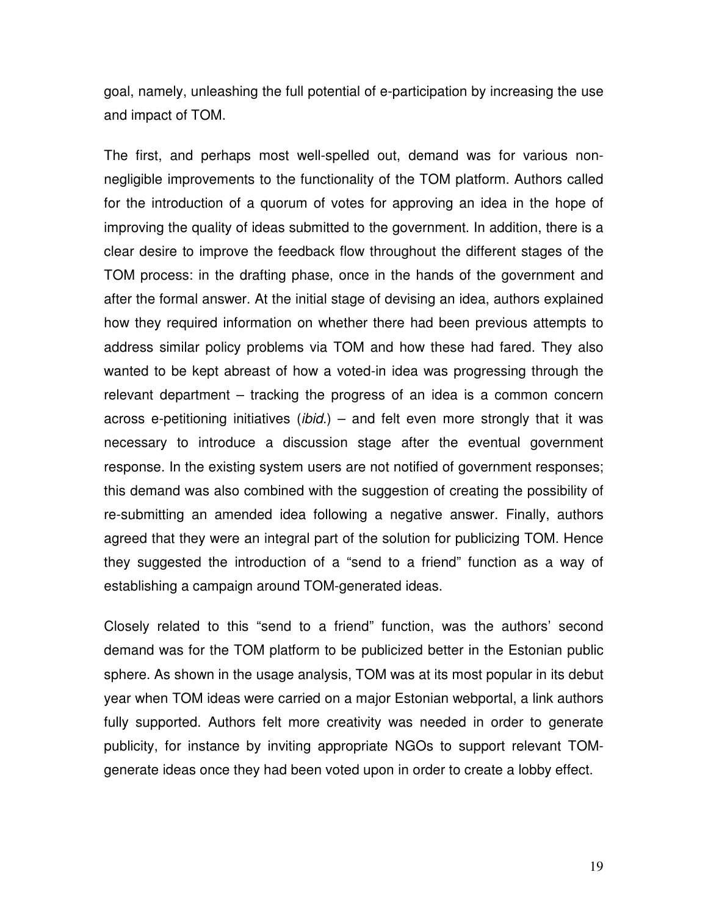goal, namely, unleashing the full potential of e-participation by increasing the use and impact of TOM.

The first, and perhaps most well-spelled out, demand was for various non-negligible improvements to the functionality of the TOM platform. Authors called for the introduction of a quorum of votes for approving an idea in the hope of improving the quality of ideas submitted to the government. In addition, there is a clear desire to improve the feedback flow throughout the different stages of the TOM process: in the drafting phase, once in the hands of the government and after the formal answer. At the initial stage of devising an idea, authors explained how they required information on whether there had been previous attempts to address similar policy problems via TOM and how these had fared. They also wanted to be kept abreast of how a voted-in idea was progressing through the relevant department – tracking the progress of an idea is a common concern across e-petitioning initiatives (*ibid.*) – and felt even more strongly that it was necessary to introduce a discussion stage after the eventual government response. In the existing system users are not notified of government responses; this demand was also combined with the suggestion of creating the possibility of re-submitting an amended idea following a negative answer. Finally, authors agreed that they were an integral part of the solution for publicizing TOM. Hence they suggested the introduction of a "send to a friend" function as a way of establishing a campaign around TOM-generated ideas.

Closely related to this "send to a friend" function, was the authors' second demand was for the TOM platform to be publicized better in the Estonian public sphere. As shown in the usage analysis, TOM was at its most popular in its debut year when TOM ideas were carried on a major Estonian webportal, a link authors fully supported. Authors felt more creativity was needed in order to generate publicity, for instance by inviting appropriate NGOs to support relevant TOM-generate ideas once they had been voted upon in order to create a lobby effect.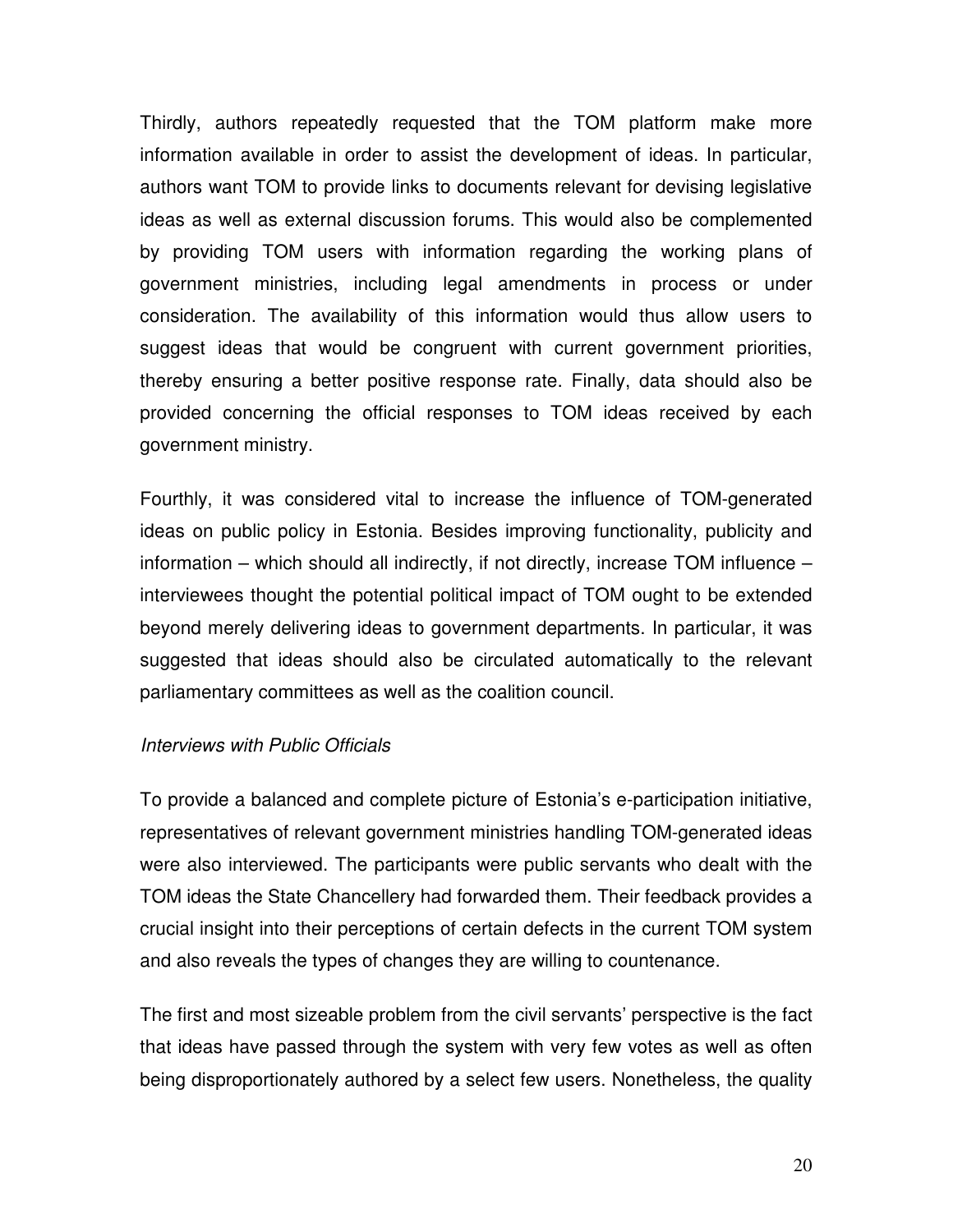Thirdly, authors repeatedly requested that the TOM platform make more information available in order to assist the development of ideas. In particular, authors want TOM to provide links to documents relevant for devising legislative ideas as well as external discussion forums. This would also be complemented by providing TOM users with information regarding the working plans of government ministries, including legal amendments in process or under consideration. The availability of this information would thus allow users to suggest ideas that would be congruent with current government priorities, thereby ensuring a better positive response rate. Finally, data should also be provided concerning the official responses to TOM ideas received by each government ministry.

Fourthly, it was considered vital to increase the influence of TOM-generated ideas on public policy in Estonia. Besides improving functionality, publicity and information – which should all indirectly, if not directly, increase TOM influence – interviewees thought the potential political impact of TOM ought to be extended beyond merely delivering ideas to government departments. In particular, it was suggested that ideas should also be circulated automatically to the relevant parliamentary committees as well as the coalition council.

*Interviews with Public Officials*

To provide a balanced and complete picture of Estonia's e-participation initiative, representatives of relevant government ministries handling TOM-generated ideas were also interviewed. The participants were public servants who dealt with the TOM ideas the State Chancellery had forwarded them. Their feedback provides a crucial insight into their perceptions of certain defects in the current TOM system and also reveals the types of changes they are willing to countenance.

The first and most sizeable problem from the civil servants' perspective is the fact that ideas have passed through the system with very few votes as well as often being disproportionately authored by a select few users. Nonetheless, the quality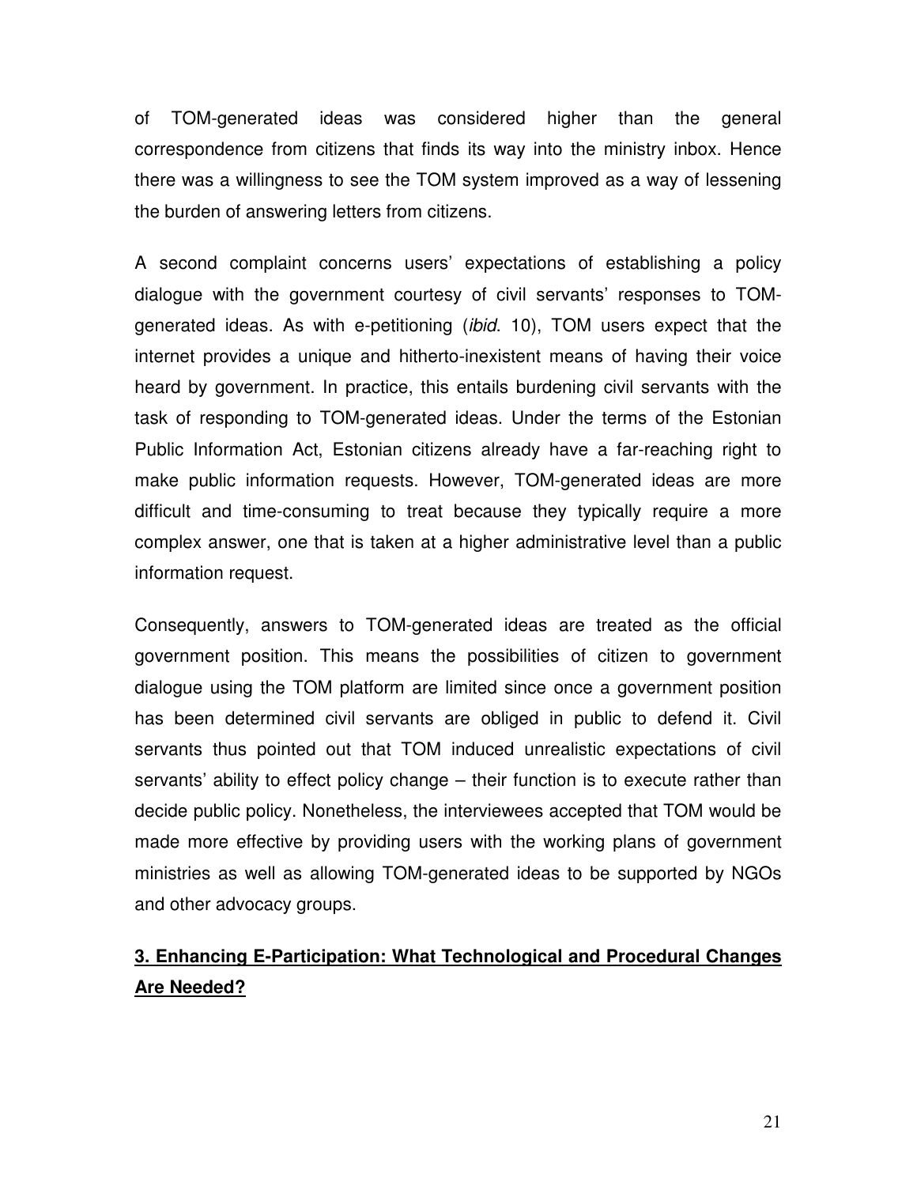of TOM-generated ideas was considered higher than the general correspondence from citizens that finds its way into the ministry inbox. Hence there was a willingness to see the TOM system improved as a way of lessening the burden of answering letters from citizens.

A second complaint concerns users' expectations of establishing a policy dialogue with the government courtesy of civil servants' responses to TOM-generated ideas. As with e-petitioning (*ibid.* 10), TOM users expect that the internet provides a unique and hitherto-inexistent means of having their voice heard by government. In practice, this entails burdening civil servants with the task of responding to TOM-generated ideas. Under the terms of the Estonian Public Information Act, Estonian citizens already have a far-reaching right to make public information requests. However, TOM-generated ideas are more difficult and time-consuming to treat because they typically require a more complex answer, one that is taken at a higher administrative level than a public information request.

Consequently, answers to TOM-generated ideas are treated as the official government position. This means the possibilities of citizen to government dialogue using the TOM platform are limited since once a government position has been determined civil servants are obliged in public to defend it. Civil servants thus pointed out that TOM induced unrealistic expectations of civil servants' ability to effect policy change – their function is to execute rather than decide public policy. Nonetheless, the interviewees accepted that TOM would be made more effective by providing users with the working plans of government ministries as well as allowing TOM-generated ideas to be supported by NGOs and other advocacy groups.

## 3. Enhancing E-Participation: What Technological and Procedural Changes Are Needed?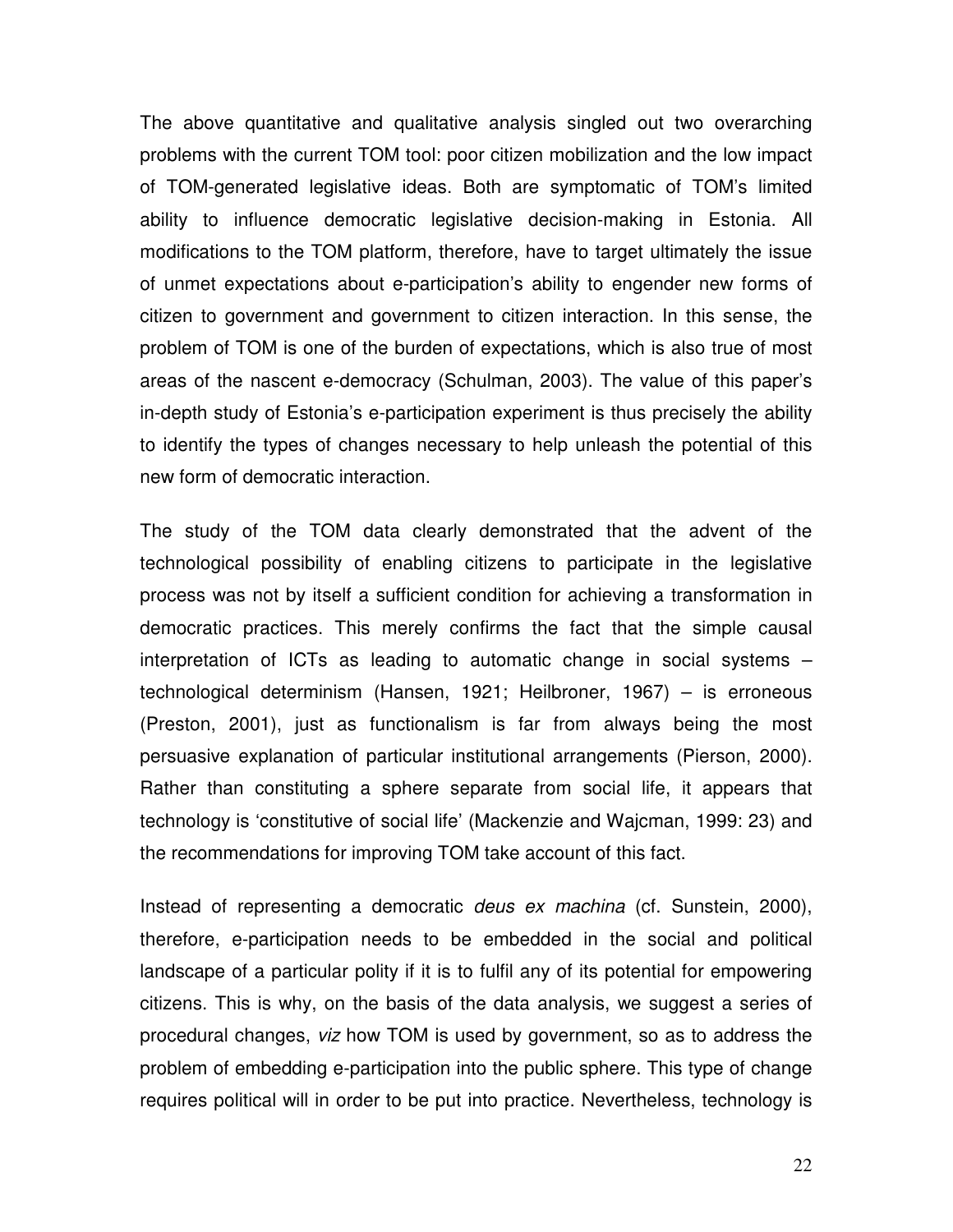The above quantitative and qualitative analysis singled out two overarching problems with the current TOM tool: poor citizen mobilization and the low impact of TOM-generated legislative ideas. Both are symptomatic of TOM's limited ability to influence democratic legislative decision-making in Estonia. All modifications to the TOM platform, therefore, have to target ultimately the issue of unmet expectations about e-participation's ability to engender new forms of citizen to government and government to citizen interaction. In this sense, the problem of TOM is one of the burden of expectations, which is also true of most areas of the nascent e-democracy (Schulman, 2003). The value of this paper's in-depth study of Estonia's e-participation experiment is thus precisely the ability to identify the types of changes necessary to help unleash the potential of this new form of democratic interaction.

The study of the TOM data clearly demonstrated that the advent of the technological possibility of enabling citizens to participate in the legislative process was not by itself a sufficient condition for achieving a transformation in democratic practices. This merely confirms the fact that the simple causal interpretation of ICTs as leading to automatic change in social systems – technological determinism (Hansen, 1921; Heilbroner, 1967) – is erroneous (Preston, 2001), just as functionalism is far from always being the most persuasive explanation of particular institutional arrangements (Pierson, 2000). Rather than constituting a sphere separate from social life, it appears that technology is 'constitutive of social life' (Mackenzie and Wajcman, 1999: 23) and the recommendations for improving TOM take account of this fact.

Instead of representing a democratic *deus ex machina* (cf. Sunstein, 2000), therefore, e-participation needs to be embedded in the social and political landscape of a particular polity if it is to fulfil any of its potential for empowering citizens. This is why, on the basis of the data analysis, we suggest a series of procedural changes, *viz* how TOM is used by government, so as to address the problem of embedding e-participation into the public sphere. This type of change requires political will in order to be put into practice. Nevertheless, technology is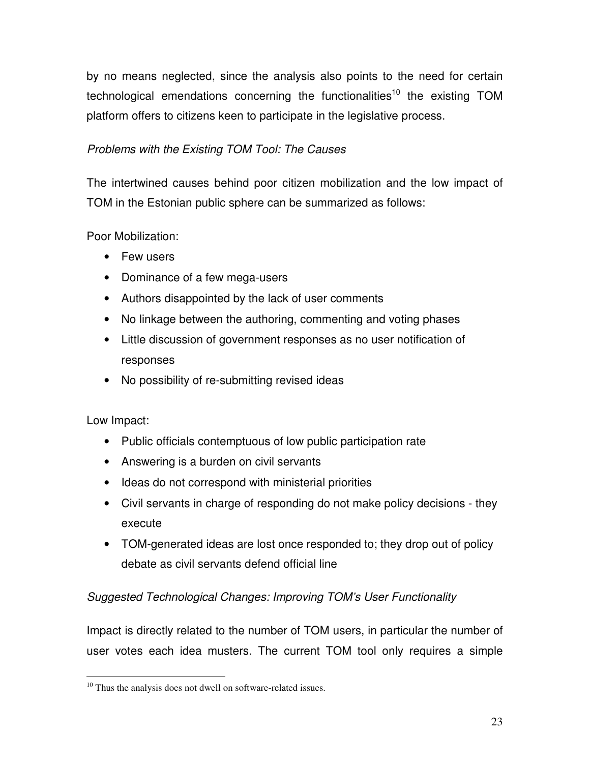by no means neglected, since the analysis also points to the need for certain technological emendations concerning the functionalities[10] the existing TOM platform offers to citizens keen to participate in the legislative process.

*Problems with the Existing TOM Tool: The Causes*

The intertwined causes behind poor citizen mobilization and the low impact of TOM in the Estonian public sphere can be summarized as follows:

Poor Mobilization:

- Few users
- Dominance of a few mega-users
- Authors disappointed by the lack of user comments
- No linkage between the authoring, commenting and voting phases
- Little discussion of government responses as no user notification of responses
- No possibility of re-submitting revised ideas

Low Impact:

- Public officials contemptuous of low public participation rate
- Answering is a burden on civil servants
- Ideas do not correspond with ministerial priorities
- Civil servants in charge of responding do not make policy decisions - they execute
- TOM-generated ideas are lost once responded to; they drop out of policy debate as civil servants defend official line

*Suggested Technological Changes: Improving TOM's User Functionality*

Impact is directly related to the number of TOM users, in particular the number of user votes each idea musters. The current TOM tool only requires a simple

[10] Thus the analysis does not dwell on software-related issues.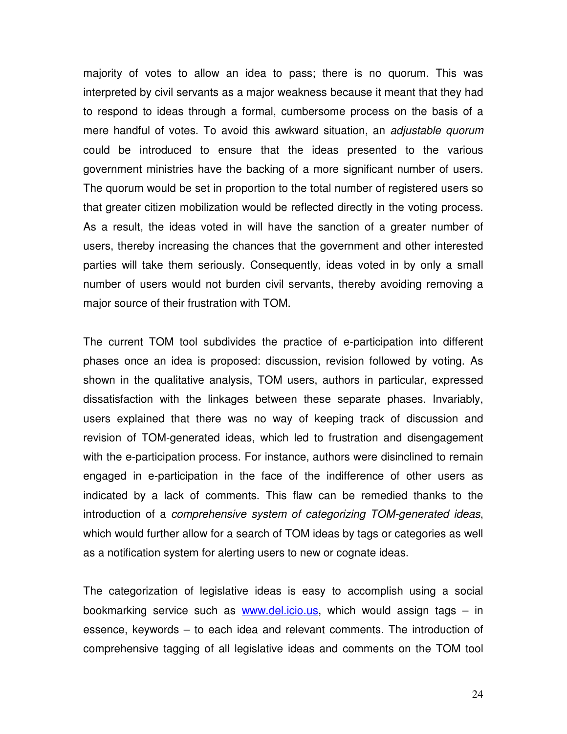majority of votes to allow an idea to pass; there is no quorum. This was interpreted by civil servants as a major weakness because it meant that they had to respond to ideas through a formal, cumbersome process on the basis of a mere handful of votes. To avoid this awkward situation, an *adjustable quorum* could be introduced to ensure that the ideas presented to the various government ministries have the backing of a more significant number of users. The quorum would be set in proportion to the total number of registered users so that greater citizen mobilization would be reflected directly in the voting process. As a result, the ideas voted in will have the sanction of a greater number of users, thereby increasing the chances that the government and other interested parties will take them seriously. Consequently, ideas voted in by only a small number of users would not burden civil servants, thereby avoiding removing a major source of their frustration with TOM.

The current TOM tool subdivides the practice of e-participation into different phases once an idea is proposed: discussion, revision followed by voting. As shown in the qualitative analysis, TOM users, authors in particular, expressed dissatisfaction with the linkages between these separate phases. Invariably, users explained that there was no way of keeping track of discussion and revision of TOM-generated ideas, which led to frustration and disengagement with the e-participation process. For instance, authors were disinclined to remain engaged in e-participation in the face of the indifference of other users as indicated by a lack of comments. This flaw can be remedied thanks to the introduction of a *comprehensive system of categorizing TOM-generated ideas*, which would further allow for a search of TOM ideas by tags or categories as well as a notification system for alerting users to new or cognate ideas.

The categorization of legislative ideas is easy to accomplish using a social bookmarking service such as [www.del.icio.us](www.del.icio.us), which would assign tags – in essence, keywords – to each idea and relevant comments. The introduction of comprehensive tagging of all legislative ideas and comments on the TOM tool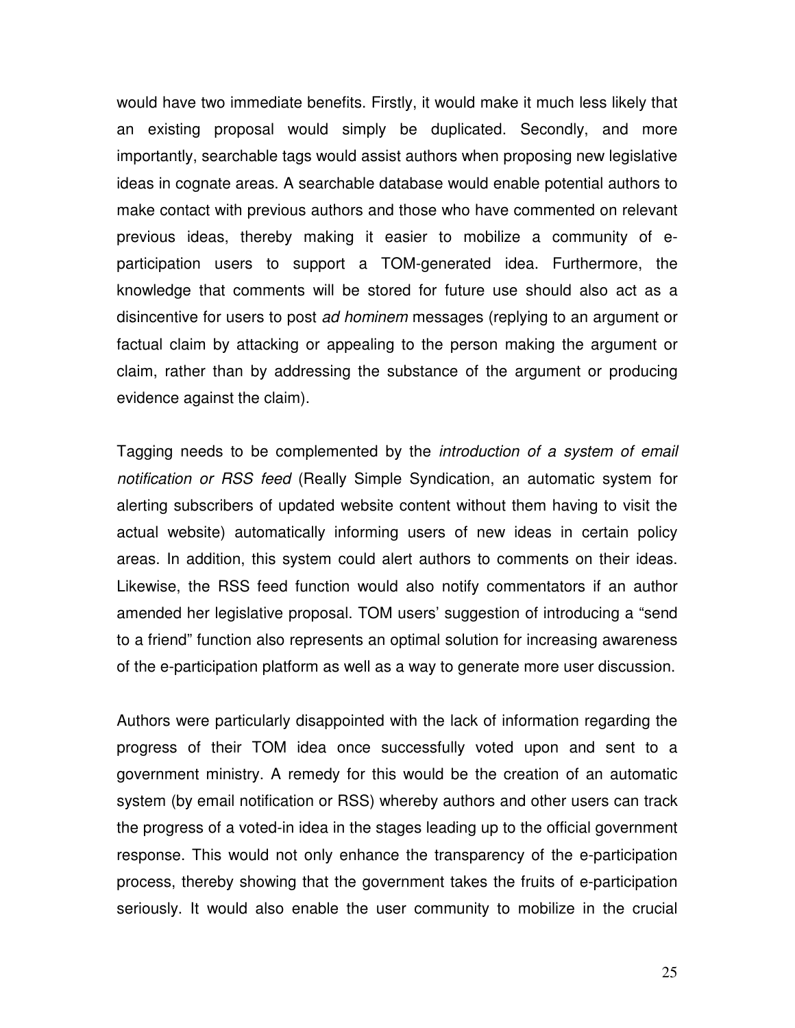would have two immediate benefits. Firstly, it would make it much less likely that an existing proposal would simply be duplicated. Secondly, and more importantly, searchable tags would assist authors when proposing new legislative ideas in cognate areas. A searchable database would enable potential authors to make contact with previous authors and those who have commented on relevant previous ideas, thereby making it easier to mobilize a community of e-participation users to support a TOM-generated idea. Furthermore, the knowledge that comments will be stored for future use should also act as a disincentive for users to post *ad hominem* messages (replying to an argument or factual claim by attacking or appealing to the person making the argument or claim, rather than by addressing the substance of the argument or producing evidence against the claim).

Tagging needs to be complemented by the *introduction of a system of email notification or RSS feed* (Really Simple Syndication, an automatic system for alerting subscribers of updated website content without them having to visit the actual website) automatically informing users of new ideas in certain policy areas. In addition, this system could alert authors to comments on their ideas. Likewise, the RSS feed function would also notify commentators if an author amended her legislative proposal. TOM users' suggestion of introducing a "send to a friend" function also represents an optimal solution for increasing awareness of the e-participation platform as well as a way to generate more user discussion.

Authors were particularly disappointed with the lack of information regarding the progress of their TOM idea once successfully voted upon and sent to a government ministry. A remedy for this would be the creation of an automatic system (by email notification or RSS) whereby authors and other users can track the progress of a voted-in idea in the stages leading up to the official government response. This would not only enhance the transparency of the e-participation process, thereby showing that the government takes the fruits of e-participation seriously. It would also enable the user community to mobilize in the crucial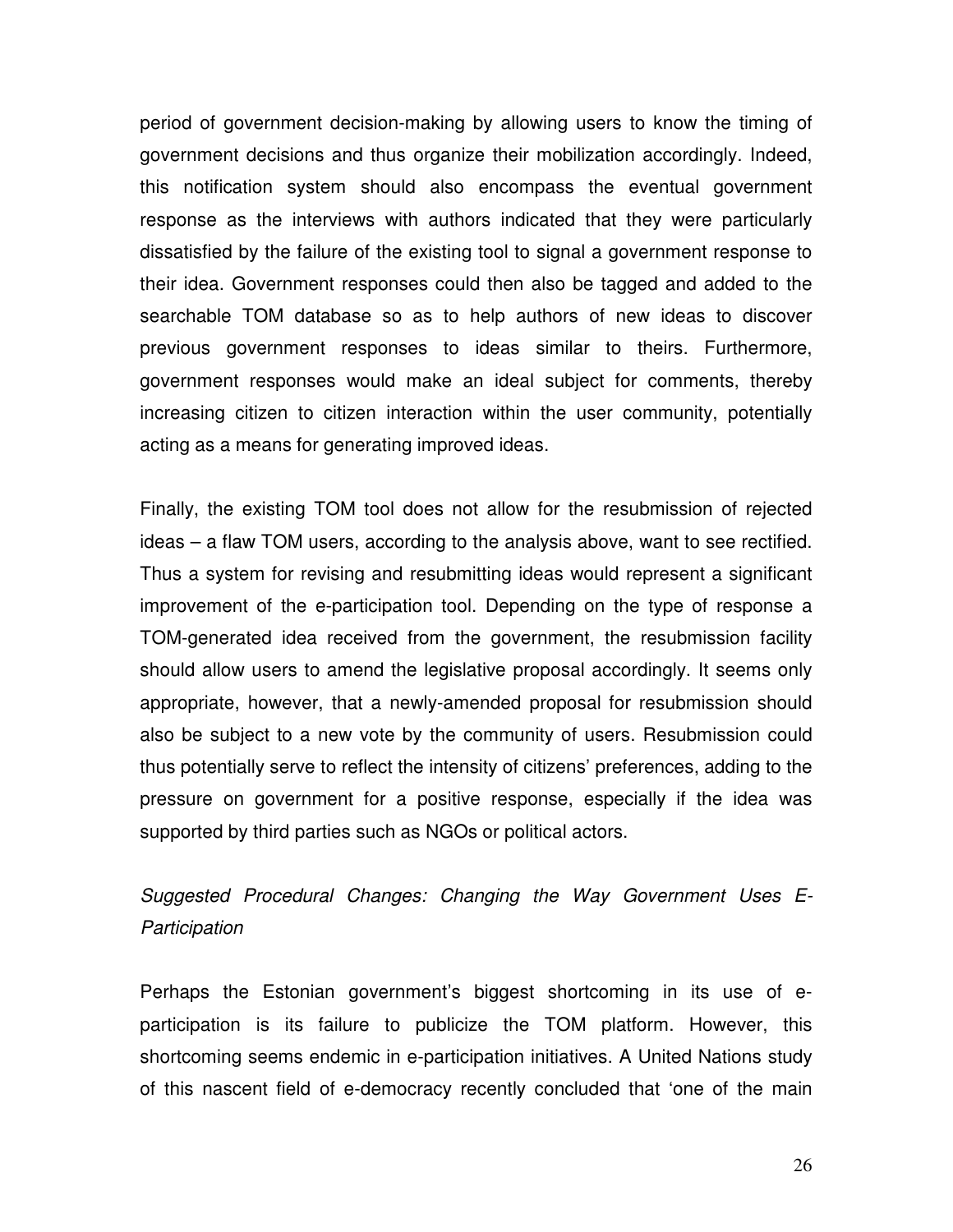period of government decision-making by allowing users to know the timing of government decisions and thus organize their mobilization accordingly. Indeed, this notification system should also encompass the eventual government response as the interviews with authors indicated that they were particularly dissatisfied by the failure of the existing tool to signal a government response to their idea. Government responses could then also be tagged and added to the searchable TOM database so as to help authors of new ideas to discover previous government responses to ideas similar to theirs. Furthermore, government responses would make an ideal subject for comments, thereby increasing citizen to citizen interaction within the user community, potentially acting as a means for generating improved ideas.

Finally, the existing TOM tool does not allow for the resubmission of rejected ideas – a flaw TOM users, according to the analysis above, want to see rectified. Thus a system for revising and resubmitting ideas would represent a significant improvement of the e-participation tool. Depending on the type of response a TOM-generated idea received from the government, the resubmission facility should allow users to amend the legislative proposal accordingly. It seems only appropriate, however, that a newly-amended proposal for resubmission should also be subject to a new vote by the community of users. Resubmission could thus potentially serve to reflect the intensity of citizens' preferences, adding to the pressure on government for a positive response, especially if the idea was supported by third parties such as NGOs or political actors.

*Suggested Procedural Changes: Changing the Way Government Uses E-Participation*

Perhaps the Estonian government's biggest shortcoming in its use of e-participation is its failure to publicize the TOM platform. However, this shortcoming seems endemic in e-participation initiatives. A United Nations study of this nascent field of e-democracy recently concluded that 'one of the main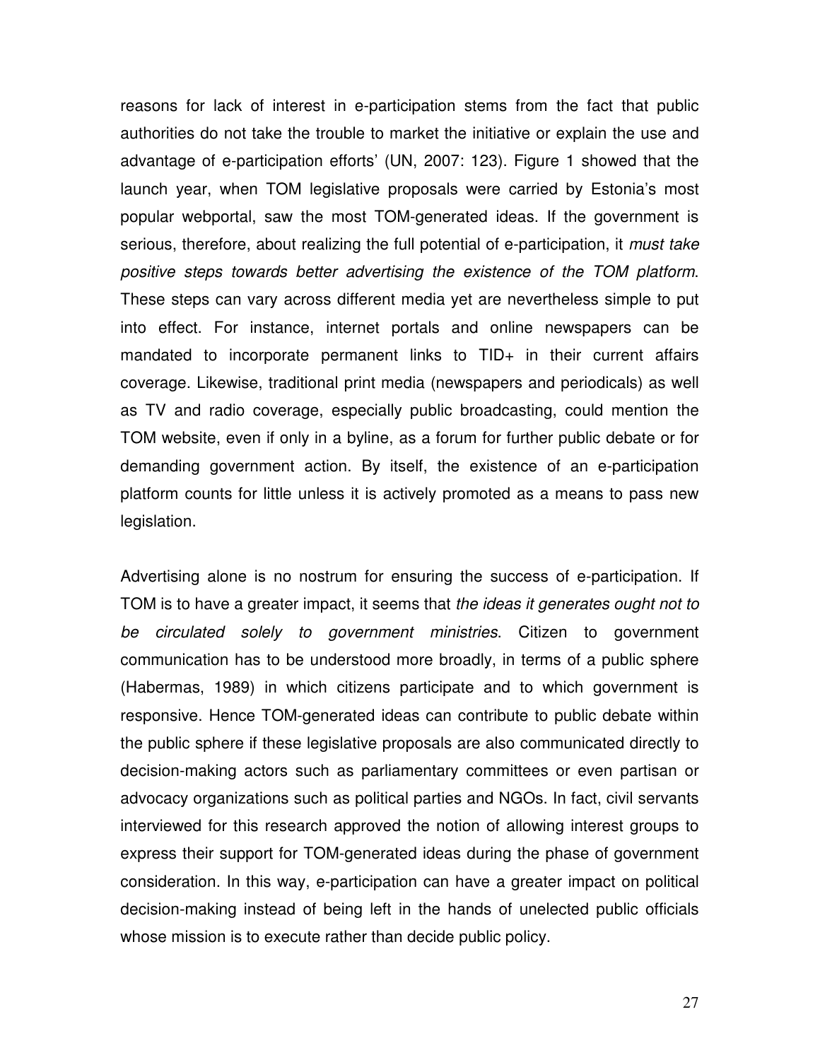reasons for lack of interest in e-participation stems from the fact that public authorities do not take the trouble to market the initiative or explain the use and advantage of e-participation efforts' (UN, 2007: 123). Figure 1 showed that the launch year, when TOM legislative proposals were carried by Estonia's most popular webportal, saw the most TOM-generated ideas. If the government is serious, therefore, about realizing the full potential of e-participation, it *must take positive steps towards better advertising the existence of the TOM platform*. These steps can vary across different media yet are nevertheless simple to put into effect. For instance, internet portals and online newspapers can be mandated to incorporate permanent links to TID+ in their current affairs coverage. Likewise, traditional print media (newspapers and periodicals) as well as TV and radio coverage, especially public broadcasting, could mention the TOM website, even if only in a byline, as a forum for further public debate or for demanding government action. By itself, the existence of an e-participation platform counts for little unless it is actively promoted as a means to pass new legislation.

Advertising alone is no nostrum for ensuring the success of e-participation. If TOM is to have a greater impact, it seems that *the ideas it generates ought not to be circulated solely to government ministries*. Citizen to government communication has to be understood more broadly, in terms of a public sphere (Habermas, 1989) in which citizens participate and to which government is responsive. Hence TOM-generated ideas can contribute to public debate within the public sphere if these legislative proposals are also communicated directly to decision-making actors such as parliamentary committees or even partisan or advocacy organizations such as political parties and NGOs. In fact, civil servants interviewed for this research approved the notion of allowing interest groups to express their support for TOM-generated ideas during the phase of government consideration. In this way, e-participation can have a greater impact on political decision-making instead of being left in the hands of unelected public officials whose mission is to execute rather than decide public policy.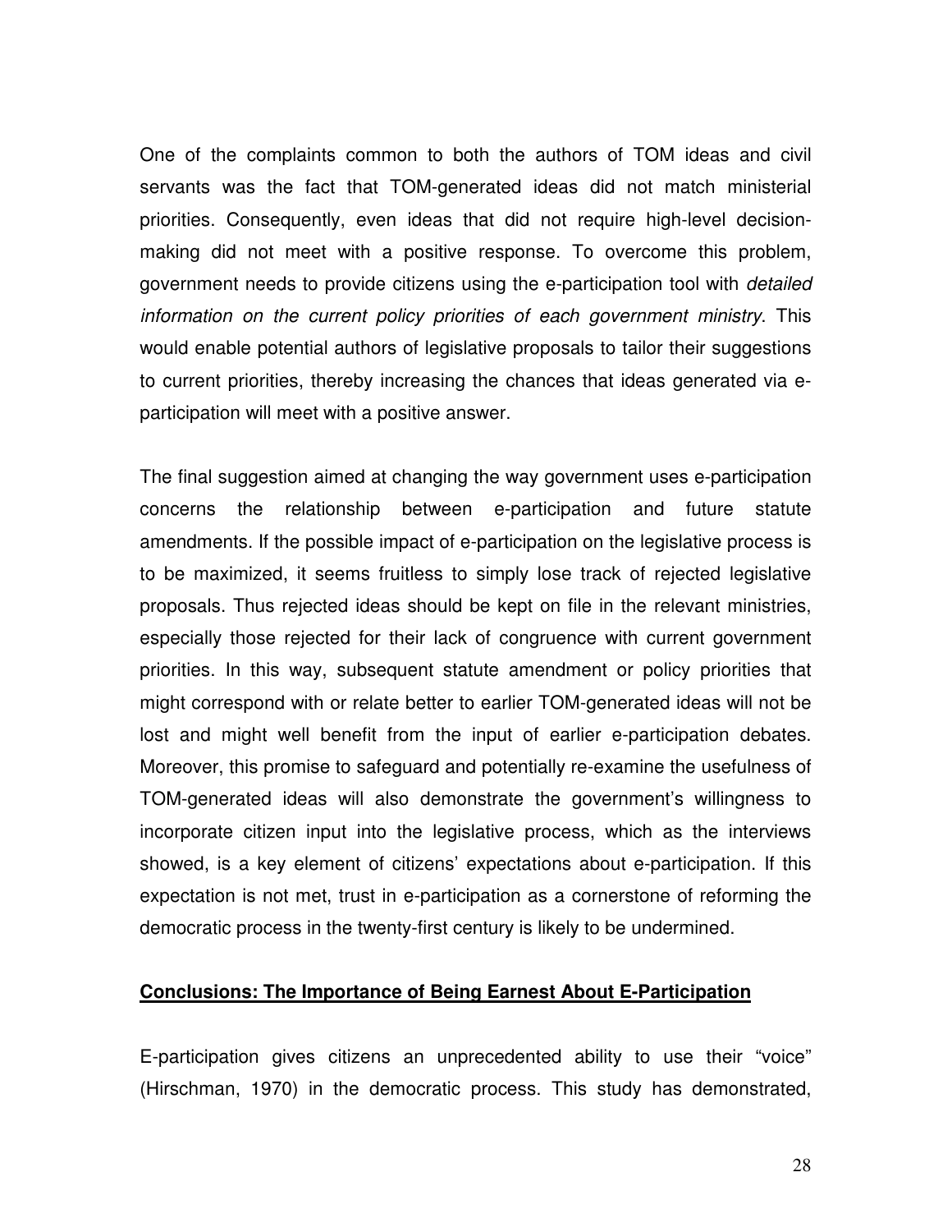One of the complaints common to both the authors of TOM ideas and civil servants was the fact that TOM-generated ideas did not match ministerial priorities. Consequently, even ideas that did not require high-level decision-making did not meet with a positive response. To overcome this problem, government needs to provide citizens using the e-participation tool with *detailed information on the current policy priorities of each government ministry*. This would enable potential authors of legislative proposals to tailor their suggestions to current priorities, thereby increasing the chances that ideas generated via e-participation will meet with a positive answer.

The final suggestion aimed at changing the way government uses e-participation concerns the relationship between e-participation and future statute amendments. If the possible impact of e-participation on the legislative process is to be maximized, it seems fruitless to simply lose track of rejected legislative proposals. Thus rejected ideas should be kept on file in the relevant ministries, especially those rejected for their lack of congruence with current government priorities. In this way, subsequent statute amendment or policy priorities that might correspond with or relate better to earlier TOM-generated ideas will not be lost and might well benefit from the input of earlier e-participation debates. Moreover, this promise to safeguard and potentially re-examine the usefulness of TOM-generated ideas will also demonstrate the government's willingness to incorporate citizen input into the legislative process, which as the interviews showed, is a key element of citizens' expectations about e-participation. If this expectation is not met, trust in e-participation as a cornerstone of reforming the democratic process in the twenty-first century is likely to be undermined.

## Conclusions: The Importance of Being Earnest About E-Participation

E-participation gives citizens an unprecedented ability to use their "voice" (Hirschman, 1970) in the democratic process. This study has demonstrated,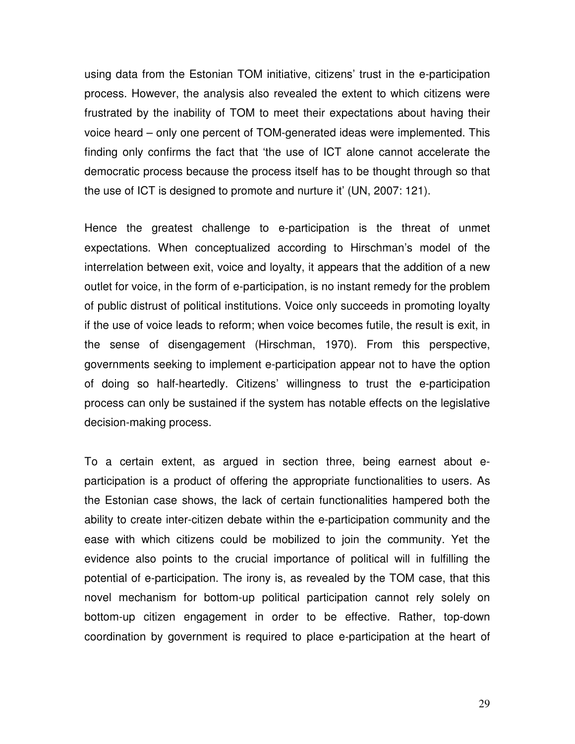using data from the Estonian TOM initiative, citizens' trust in the e-participation process. However, the analysis also revealed the extent to which citizens were frustrated by the inability of TOM to meet their expectations about having their voice heard – only one percent of TOM-generated ideas were implemented. This finding only confirms the fact that 'the use of ICT alone cannot accelerate the democratic process because the process itself has to be thought through so that the use of ICT is designed to promote and nurture it' (UN, 2007: 121).

Hence the greatest challenge to e-participation is the threat of unmet expectations. When conceptualized according to Hirschman's model of the interrelation between exit, voice and loyalty, it appears that the addition of a new outlet for voice, in the form of e-participation, is no instant remedy for the problem of public distrust of political institutions. Voice only succeeds in promoting loyalty if the use of voice leads to reform; when voice becomes futile, the result is exit, in the sense of disengagement (Hirschman, 1970). From this perspective, governments seeking to implement e-participation appear not to have the option of doing so half-heartedly. Citizens' willingness to trust the e-participation process can only be sustained if the system has notable effects on the legislative decision-making process.

To a certain extent, as argued in section three, being earnest about e-participation is a product of offering the appropriate functionalities to users. As the Estonian case shows, the lack of certain functionalities hampered both the ability to create inter-citizen debate within the e-participation community and the ease with which citizens could be mobilized to join the community. Yet the evidence also points to the crucial importance of political will in fulfilling the potential of e-participation. The irony is, as revealed by the TOM case, that this novel mechanism for bottom-up political participation cannot rely solely on bottom-up citizen engagement in order to be effective. Rather, top-down coordination by government is required to place e-participation at the heart of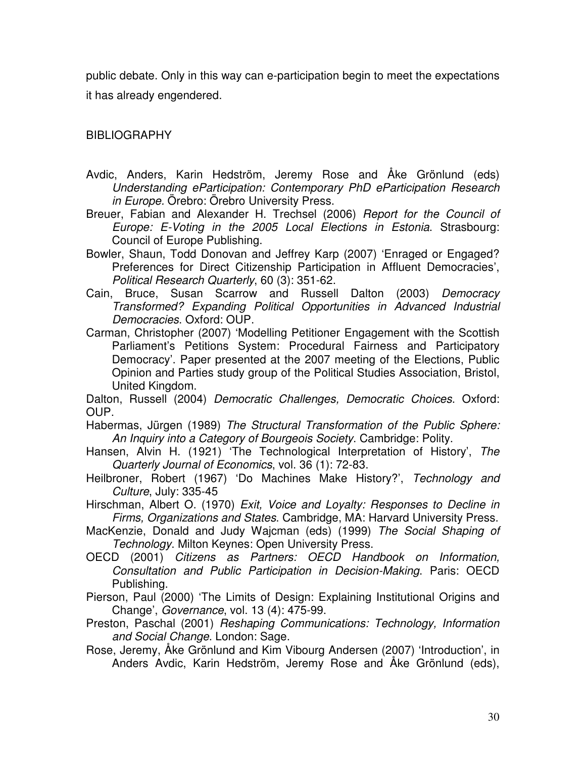public debate. Only in this way can e-participation begin to meet the expectations it has already engendered.

## BIBLIOGRAPHY

Avdic, Anders, Karin Hedström, Jeremy Rose and Åke Grönlund (eds) *Understanding eParticipation: Contemporary PhD eParticipation Research in Europe.* Örebro: Örebro University Press.

Breuer, Fabian and Alexander H. Trechsel (2006) *Report for the Council of Europe: E-Voting in the 2005 Local Elections in Estonia*. Strasbourg: Council of Europe Publishing.

Bowler, Shaun, Todd Donovan and Jeffrey Karp (2007) 'Enraged or Engaged? Preferences for Direct Citizenship Participation in Affluent Democracies', *Political Research Quarterly*, 60 (3): 351-62.

Cain, Bruce, Susan Scarrow and Russell Dalton (2003) *Democracy Transformed? Expanding Political Opportunities in Advanced Industrial Democracies*. Oxford: OUP.

Carman, Christopher (2007) 'Modelling Petitioner Engagement with the Scottish Parliament's Petitions System: Procedural Fairness and Participatory Democracy'. Paper presented at the 2007 meeting of the Elections, Public Opinion and Parties study group of the Political Studies Association, Bristol, United Kingdom.

Dalton, Russell (2004) *Democratic Challenges, Democratic Choices*. Oxford: OUP.

Habermas, Jürgen (1989) *The Structural Transformation of the Public Sphere: An Inquiry into a Category of Bourgeois Society*. Cambridge: Polity.

Hansen, Alvin H. (1921) 'The Technological Interpretation of History', *The Quarterly Journal of Economics*, vol. 36 (1): 72-83.

Heilbroner, Robert (1967) 'Do Machines Make History?', *Technology and Culture*, July: 335-45

Hirschman, Albert O. (1970) *Exit, Voice and Loyalty: Responses to Decline in Firms, Organizations and States*. Cambridge, MA: Harvard University Press.

MacKenzie, Donald and Judy Wajcman (eds) (1999) *The Social Shaping of Technology*. Milton Keynes: Open University Press.

OECD (2001) *Citizens as Partners: OECD Handbook on Information, Consultation and Public Participation in Decision-Making*. Paris: OECD Publishing.

Pierson, Paul (2000) 'The Limits of Design: Explaining Institutional Origins and Change', *Governance*, vol. 13 (4): 475-99.

Preston, Paschal (2001) *Reshaping Communications: Technology, Information and Social Change*. London: Sage.

Rose, Jeremy, Åke Grönlund and Kim Vibourg Andersen (2007) 'Introduction', in Anders Avdic, Karin Hedström, Jeremy Rose and Åke Grönlund (eds),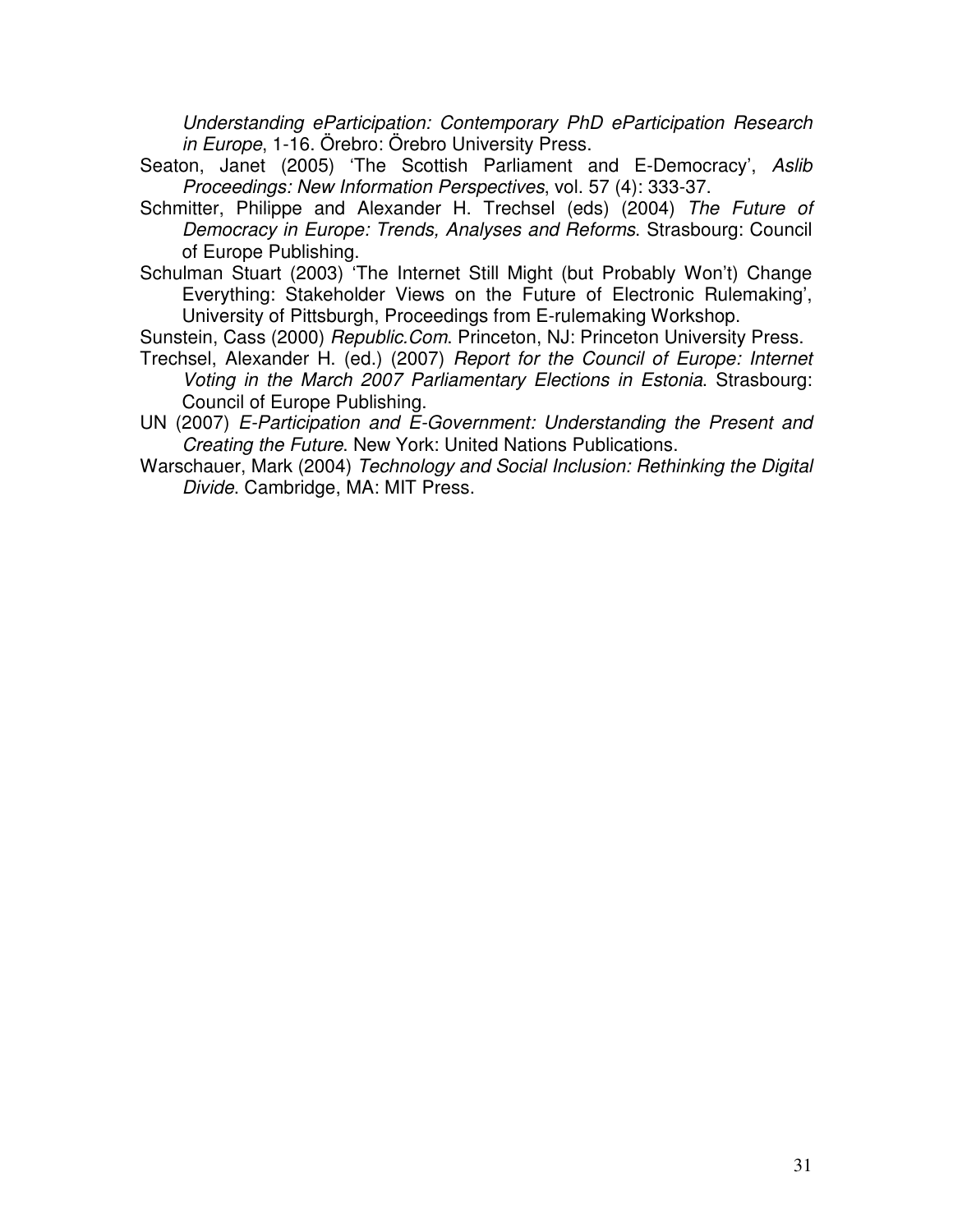*Understanding eParticipation: Contemporary PhD eParticipation Research in Europe*, 1-16. Örebro: Örebro University Press.

Seaton, Janet (2005) 'The Scottish Parliament and E-Democracy', *Aslib Proceedings: New Information Perspectives*, vol. 57 (4): 333-37.

Schmitter, Philippe and Alexander H. Trechsel (eds) (2004) *The Future of Democracy in Europe: Trends, Analyses and Reforms*. Strasbourg: Council of Europe Publishing.

Schulman Stuart (2003) 'The Internet Still Might (but Probably Won't) Change Everything: Stakeholder Views on the Future of Electronic Rulemaking', University of Pittsburgh, Proceedings from E-rulemaking Workshop.

Sunstein, Cass (2000) *Republic.Com*. Princeton, NJ: Princeton University Press.

Trechsel, Alexander H. (ed.) (2007) *Report for the Council of Europe: Internet Voting in the March 2007 Parliamentary Elections in Estonia*. Strasbourg: Council of Europe Publishing.

UN (2007) *E-Participation and E-Government: Understanding the Present and Creating the Future*. New York: United Nations Publications.

Warschauer, Mark (2004) *Technology and Social Inclusion: Rethinking the Digital Divide*. Cambridge, MA: MIT Press.